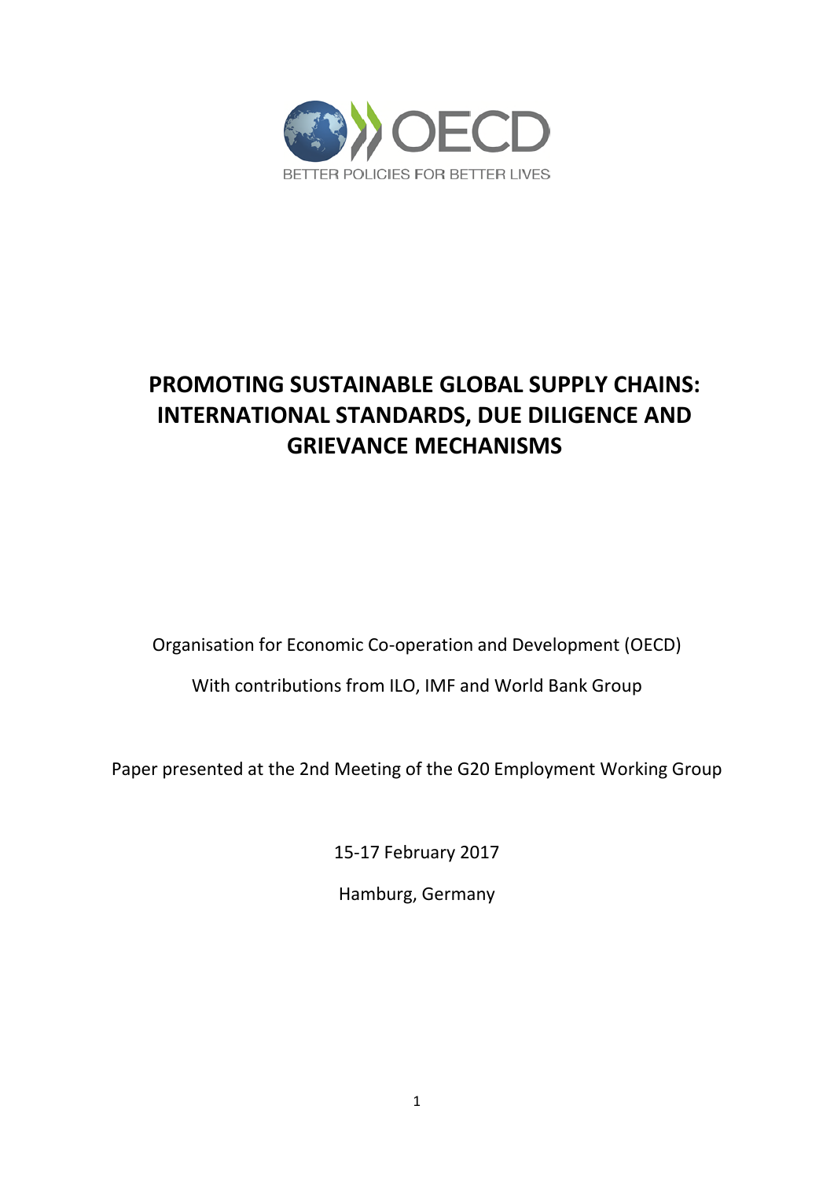OECD

BETTER POLICIES FOR BETTER LIVES

# PROMOTING SUSTAINABLE GLOBAL SUPPLY CHAINS: INTERNATIONAL STANDARDS, DUE DILIGENCE AND GRIEVANCE MECHANISMS

Organisation for Economic Co-operation and Development (OECD)

With contributions from ILO, IMF and World Bank Group

Paper presented at the 2nd Meeting of the G20 Employment Working Group

15-17 February 2017

Hamburg, Germany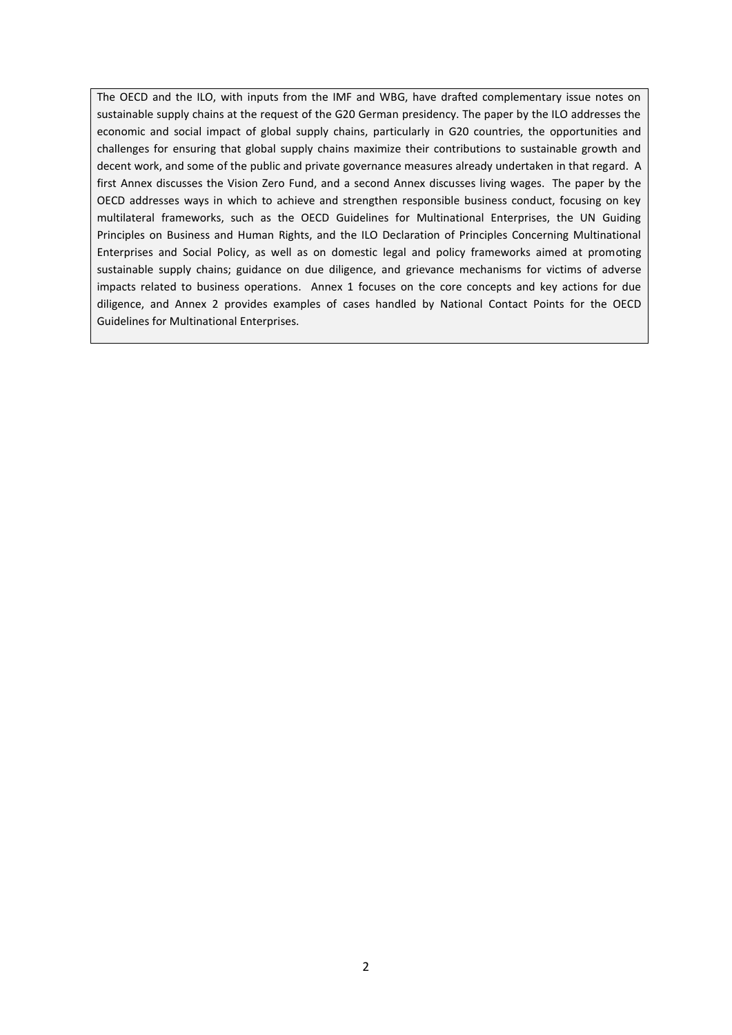The OECD and the ILO, with inputs from the IMF and WBG, have drafted complementary issue notes on sustainable supply chains at the request of the G20 German presidency. The paper by the ILO addresses the economic and social impact of global supply chains, particularly in G20 countries, the opportunities and challenges for ensuring that global supply chains maximize their contributions to sustainable growth and decent work, and some of the public and private governance measures already undertaken in that regard. A first Annex discusses the Vision Zero Fund, and a second Annex discusses living wages. The paper by the OECD addresses ways in which to achieve and strengthen responsible business conduct, focusing on key multilateral frameworks, such as the OECD Guidelines for Multinational Enterprises, the UN Guiding Principles on Business and Human Rights, and the ILO Declaration of Principles Concerning Multinational Enterprises and Social Policy, as well as on domestic legal and policy frameworks aimed at promoting sustainable supply chains; guidance on due diligence, and grievance mechanisms for victims of adverse impacts related to business operations. Annex 1 focuses on the core concepts and key actions for due diligence, and Annex 2 provides examples of cases handled by National Contact Points for the OECD Guidelines for Multinational Enterprises.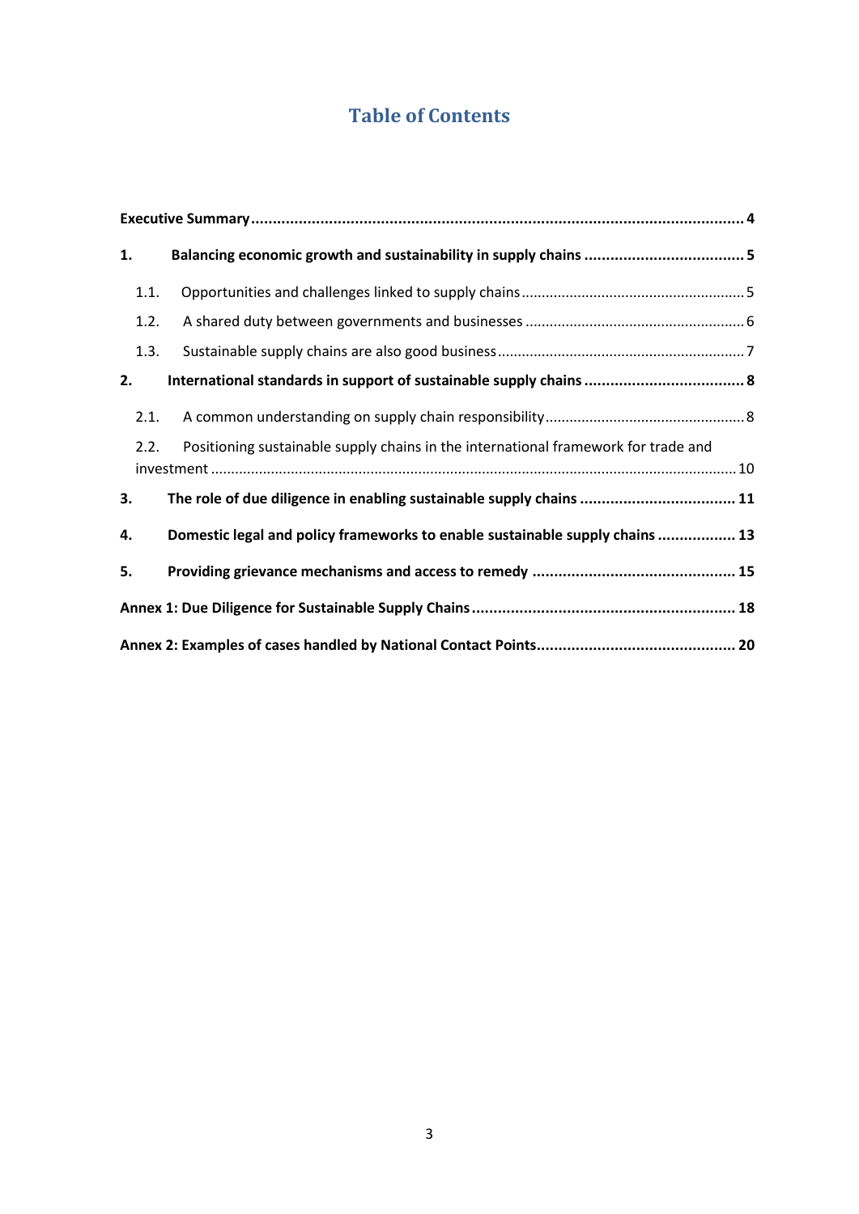# Table of Contents

**Executive Summary** .......... **4**

**1. Balancing economic growth and sustainability in supply chains** .......... **5**

- 1.1. Opportunities and challenges linked to supply chains .......... 5
- 1.2. A shared duty between governments and businesses .......... 6
- 1.3. Sustainable supply chains are also good business .......... 7

**2. International standards in support of sustainable supply chains** .......... **8**

- 2.1. A common understanding on supply chain responsibility .......... 8
- 2.2. Positioning sustainable supply chains in the international framework for trade and investment .......... 10

**3. The role of due diligence in enabling sustainable supply chains** .......... **11**

**4. Domestic legal and policy frameworks to enable sustainable supply chains** .......... **13**

**5. Providing grievance mechanisms and access to remedy** .......... **15**

**Annex 1: Due Diligence for Sustainable Supply Chains** .......... **18**

**Annex 2: Examples of cases handled by National Contact Points** .......... **20**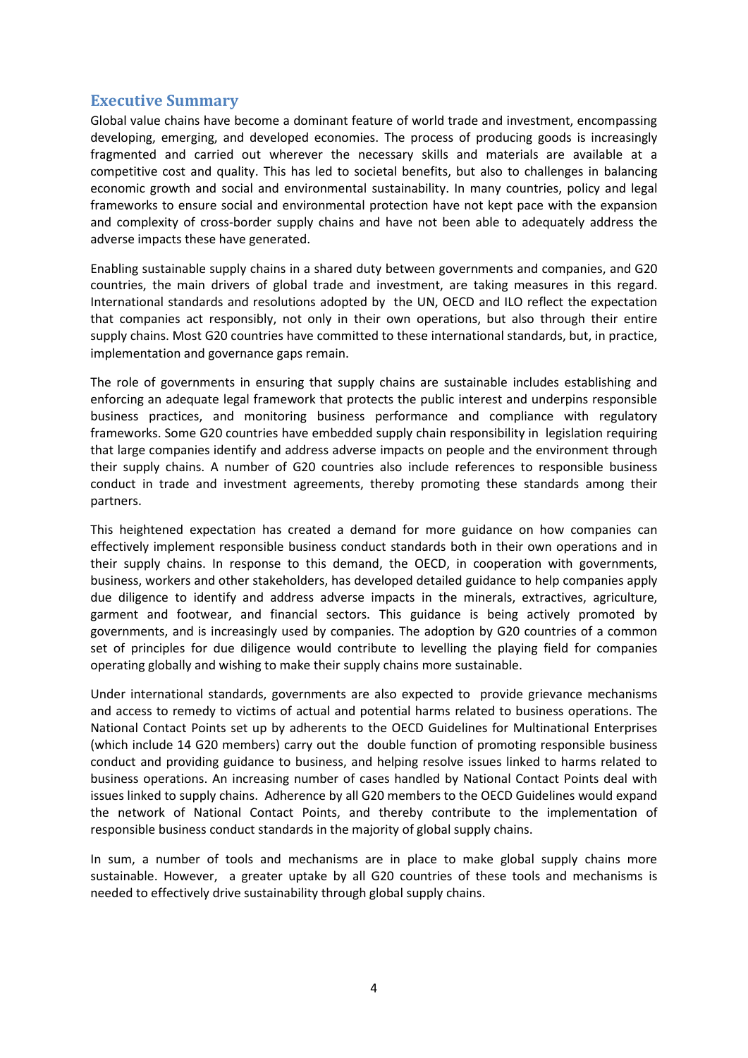## Executive Summary

Global value chains have become a dominant feature of world trade and investment, encompassing developing, emerging, and developed economies. The process of producing goods is increasingly fragmented and carried out wherever the necessary skills and materials are available at a competitive cost and quality. This has led to societal benefits, but also to challenges in balancing economic growth and social and environmental sustainability. In many countries, policy and legal frameworks to ensure social and environmental protection have not kept pace with the expansion and complexity of cross-border supply chains and have not been able to adequately address the adverse impacts these have generated.

Enabling sustainable supply chains in a shared duty between governments and companies, and G20 countries, the main drivers of global trade and investment, are taking measures in this regard. International standards and resolutions adopted by the UN, OECD and ILO reflect the expectation that companies act responsibly, not only in their own operations, but also through their entire supply chains. Most G20 countries have committed to these international standards, but, in practice, implementation and governance gaps remain.

The role of governments in ensuring that supply chains are sustainable includes establishing and enforcing an adequate legal framework that protects the public interest and underpins responsible business practices, and monitoring business performance and compliance with regulatory frameworks. Some G20 countries have embedded supply chain responsibility in legislation requiring that large companies identify and address adverse impacts on people and the environment through their supply chains. A number of G20 countries also include references to responsible business conduct in trade and investment agreements, thereby promoting these standards among their partners.

This heightened expectation has created a demand for more guidance on how companies can effectively implement responsible business conduct standards both in their own operations and in their supply chains. In response to this demand, the OECD, in cooperation with governments, business, workers and other stakeholders, has developed detailed guidance to help companies apply due diligence to identify and address adverse impacts in the minerals, extractives, agriculture, garment and footwear, and financial sectors. This guidance is being actively promoted by governments, and is increasingly used by companies. The adoption by G20 countries of a common set of principles for due diligence would contribute to levelling the playing field for companies operating globally and wishing to make their supply chains more sustainable.

Under international standards, governments are also expected to provide grievance mechanisms and access to remedy to victims of actual and potential harms related to business operations. The National Contact Points set up by adherents to the OECD Guidelines for Multinational Enterprises (which include 14 G20 members) carry out the double function of promoting responsible business conduct and providing guidance to business, and helping resolve issues linked to harms related to business operations. An increasing number of cases handled by National Contact Points deal with issues linked to supply chains. Adherence by all G20 members to the OECD Guidelines would expand the network of National Contact Points, and thereby contribute to the implementation of responsible business conduct standards in the majority of global supply chains.

In sum, a number of tools and mechanisms are in place to make global supply chains more sustainable. However, a greater uptake by all G20 countries of these tools and mechanisms is needed to effectively drive sustainability through global supply chains.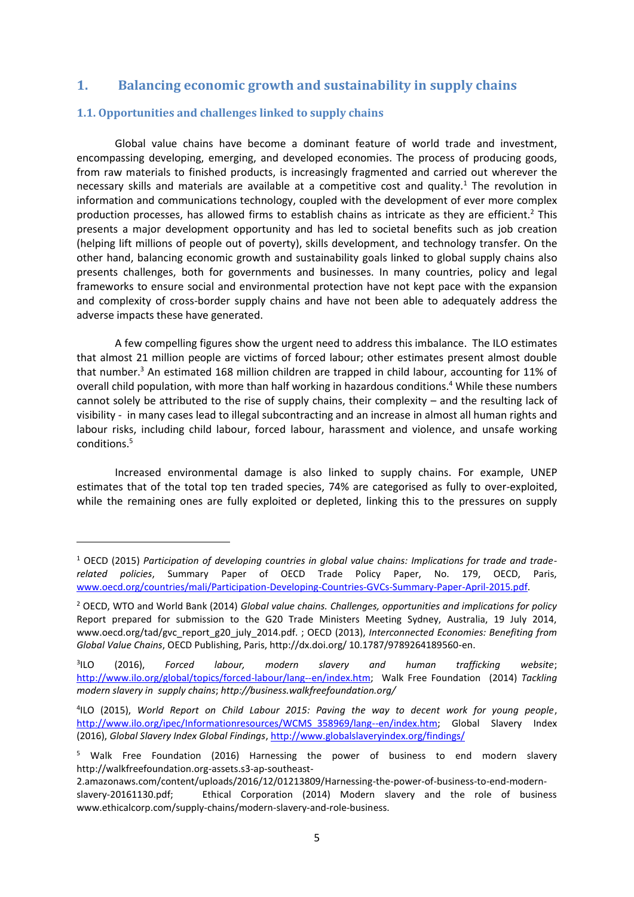# 1. Balancing economic growth and sustainability in supply chains

## 1.1. Opportunities and challenges linked to supply chains

Global value chains have become a dominant feature of world trade and investment, encompassing developing, emerging, and developed economies. The process of producing goods, from raw materials to finished products, is increasingly fragmented and carried out wherever the necessary skills and materials are available at a competitive cost and quality.[1] The revolution in information and communications technology, coupled with the development of ever more complex production processes, has allowed firms to establish chains as intricate as they are efficient.[2] This presents a major development opportunity and has led to societal benefits such as job creation (helping lift millions of people out of poverty), skills development, and technology transfer. On the other hand, balancing economic growth and sustainability goals linked to global supply chains also presents challenges, both for governments and businesses. In many countries, policy and legal frameworks to ensure social and environmental protection have not kept pace with the expansion and complexity of cross-border supply chains and have not been able to adequately address the adverse impacts these have generated.

A few compelling figures show the urgent need to address this imbalance. The ILO estimates that almost 21 million people are victims of forced labour; other estimates present almost double that number.[3] An estimated 168 million children are trapped in child labour, accounting for 11% of overall child population, with more than half working in hazardous conditions.[4] While these numbers cannot solely be attributed to the rise of supply chains, their complexity – and the resulting lack of visibility - in many cases lead to illegal subcontracting and an increase in almost all human rights and labour risks, including child labour, forced labour, harassment and violence, and unsafe working conditions.[5]

Increased environmental damage is also linked to supply chains. For example, UNEP estimates that of the total top ten traded species, 74% are categorised as fully to over-exploited, while the remaining ones are fully exploited or depleted, linking this to the pressures on supply

---

[1] OECD (2015) *Participation of developing countries in global value chains: Implications for trade and trade-related policies*, Summary Paper of OECD Trade Policy Paper, No. 179, OECD, Paris, www.oecd.org/countries/mali/Participation-Developing-Countries-GVCs-Summary-Paper-April-2015.pdf.

[2] OECD, WTO and World Bank (2014) *Global value chains. Challenges, opportunities and implications for policy* Report prepared for submission to the G20 Trade Ministers Meeting Sydney, Australia, 19 July 2014, www.oecd.org/tad/gvc_report_g20_july_2014.pdf. ; OECD (2013), *Interconnected Economies: Benefiting from Global Value Chains*, OECD Publishing, Paris, http://dx.doi.org/ 10.1787/9789264189560-en.

[3] ILO (2016), *Forced labour, modern slavery and human trafficking website*; http://www.ilo.org/global/topics/forced-labour/lang--en/index.htm; Walk Free Foundation (2014) *Tackling modern slavery in supply chains*; *http://business.walkfreefoundation.org/*

[4] ILO (2015), *World Report on Child Labour 2015: Paving the way to decent work for young people*, http://www.ilo.org/ipec/Informationresources/WCMS_358969/lang--en/index.htm; Global Slavery Index (2016), *Global Slavery Index Global Findings*, http://www.globalslaveryindex.org/findings/

[5] Walk Free Foundation (2016) Harnessing the power of business to end modern slavery http://walkfreefoundation.org-assets.s3-ap-southeast-2.amazonaws.com/content/uploads/2016/12/01213809/Harnessing-the-power-of-business-to-end-modern-slavery-20161130.pdf; Ethical Corporation (2014) Modern slavery and the role of business www.ethicalcorp.com/supply-chains/modern-slavery-and-role-business.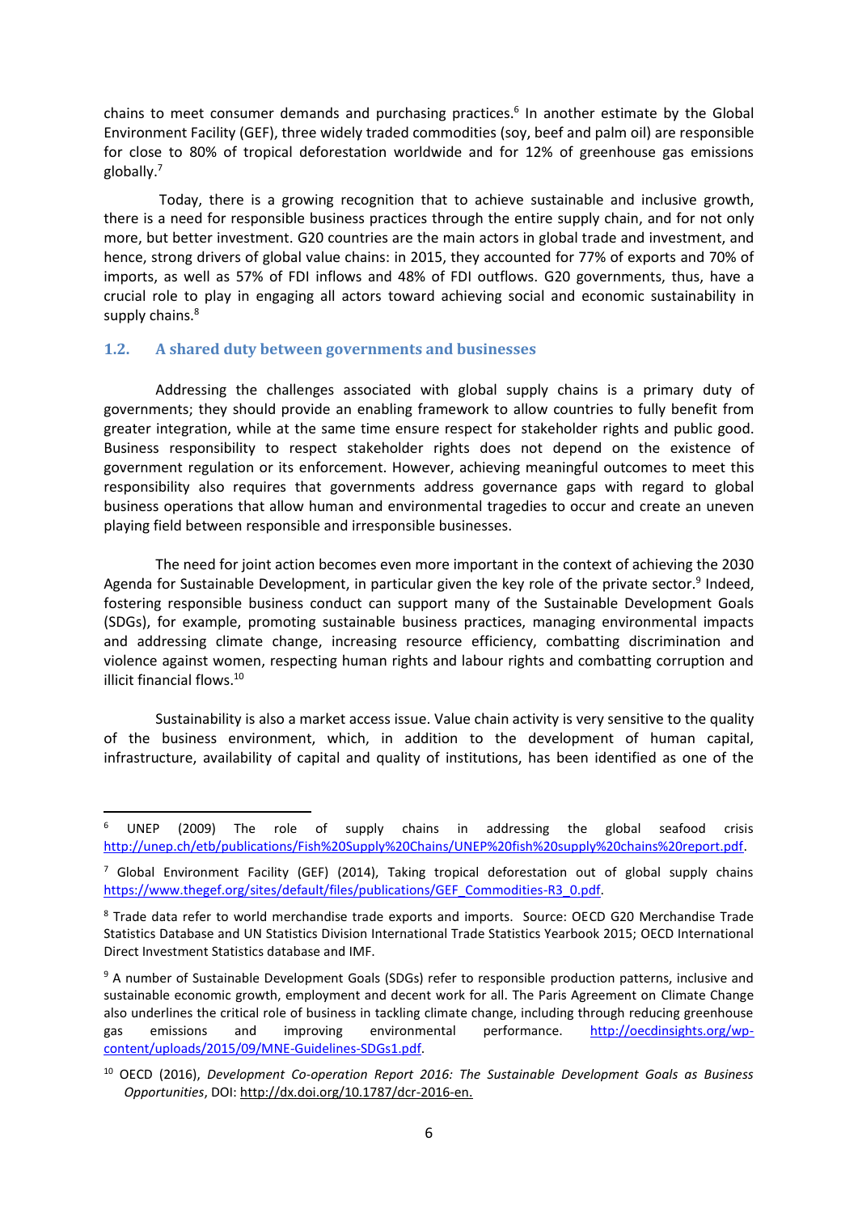chains to meet consumer demands and purchasing practices.[6] In another estimate by the Global Environment Facility (GEF), three widely traded commodities (soy, beef and palm oil) are responsible for close to 80% of tropical deforestation worldwide and for 12% of greenhouse gas emissions globally.[7]

Today, there is a growing recognition that to achieve sustainable and inclusive growth, there is a need for responsible business practices through the entire supply chain, and for not only more, but better investment. G20 countries are the main actors in global trade and investment, and hence, strong drivers of global value chains: in 2015, they accounted for 77% of exports and 70% of imports, as well as 57% of FDI inflows and 48% of FDI outflows. G20 governments, thus, have a crucial role to play in engaging all actors toward achieving social and economic sustainability in supply chains.[8]

### 1.2. A shared duty between governments and businesses

Addressing the challenges associated with global supply chains is a primary duty of governments; they should provide an enabling framework to allow countries to fully benefit from greater integration, while at the same time ensure respect for stakeholder rights and public good. Business responsibility to respect stakeholder rights does not depend on the existence of government regulation or its enforcement. However, achieving meaningful outcomes to meet this responsibility also requires that governments address governance gaps with regard to global business operations that allow human and environmental tragedies to occur and create an uneven playing field between responsible and irresponsible businesses.

The need for joint action becomes even more important in the context of achieving the 2030 Agenda for Sustainable Development, in particular given the key role of the private sector.[9] Indeed, fostering responsible business conduct can support many of the Sustainable Development Goals (SDGs), for example, promoting sustainable business practices, managing environmental impacts and addressing climate change, increasing resource efficiency, combatting discrimination and violence against women, respecting human rights and labour rights and combatting corruption and illicit financial flows.[10]

Sustainability is also a market access issue. Value chain activity is very sensitive to the quality of the business environment, which, in addition to the development of human capital, infrastructure, availability of capital and quality of institutions, has been identified as one of the

---

[6] UNEP (2009) The role of supply chains in addressing the global seafood crisis http://unep.ch/etb/publications/Fish%20Supply%20Chains/UNEP%20fish%20supply%20chains%20report.pdf.

[7] Global Environment Facility (GEF) (2014), Taking tropical deforestation out of global supply chains https://www.thegef.org/sites/default/files/publications/GEF_Commodities-R3_0.pdf.

[8] Trade data refer to world merchandise trade exports and imports. Source: OECD G20 Merchandise Trade Statistics Database and UN Statistics Division International Trade Statistics Yearbook 2015; OECD International Direct Investment Statistics database and IMF.

[9] A number of Sustainable Development Goals (SDGs) refer to responsible production patterns, inclusive and sustainable economic growth, employment and decent work for all. The Paris Agreement on Climate Change also underlines the critical role of business in tackling climate change, including through reducing greenhouse gas emissions and improving environmental performance. http://oecdinsights.org/wp-content/uploads/2015/09/MNE-Guidelines-SDGs1.pdf.

[10] OECD (2016), *Development Co-operation Report 2016: The Sustainable Development Goals as Business Opportunities*, DOI: http://dx.doi.org/10.1787/dcr-2016-en.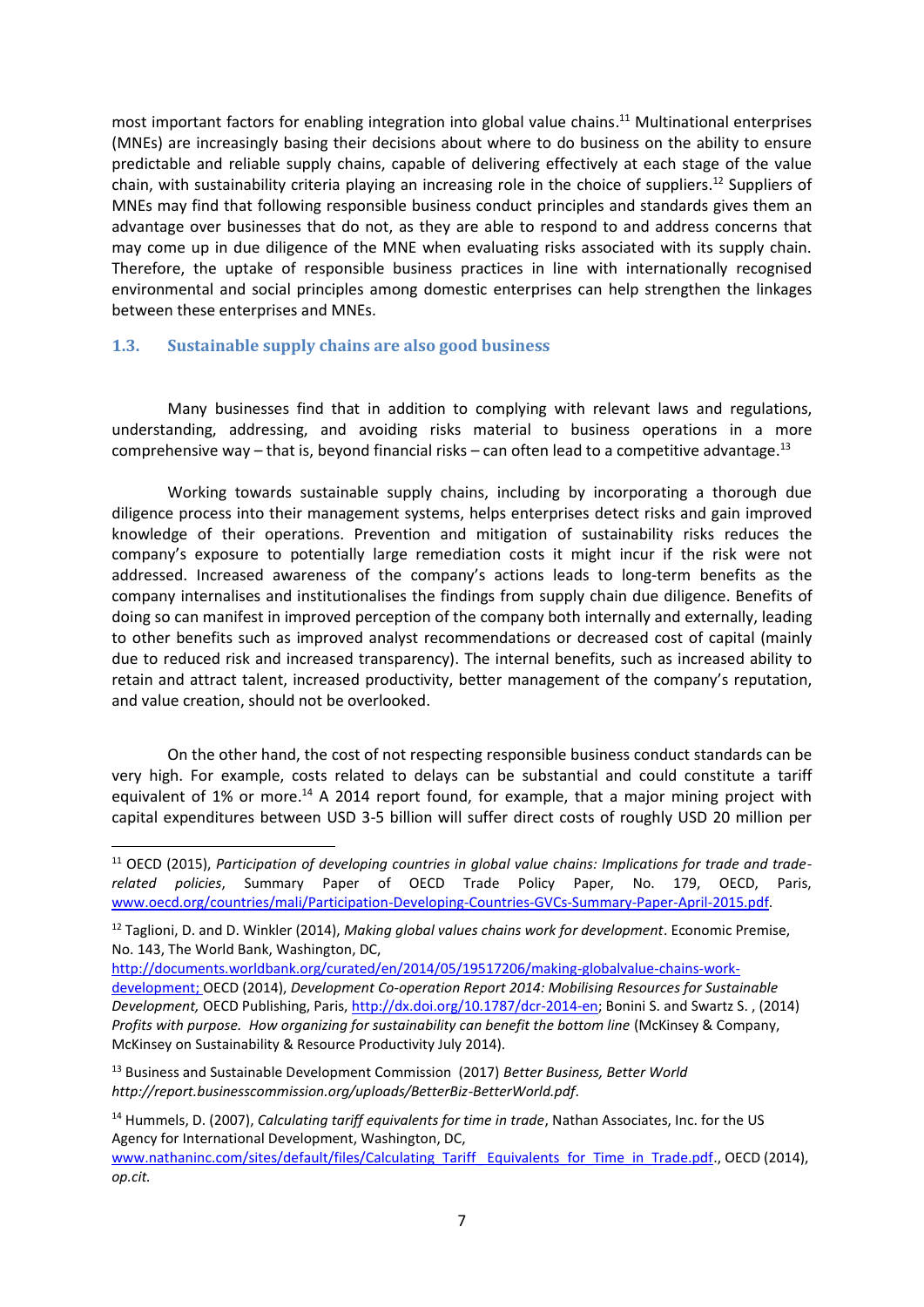most important factors for enabling integration into global value chains.[11] Multinational enterprises (MNEs) are increasingly basing their decisions about where to do business on the ability to ensure predictable and reliable supply chains, capable of delivering effectively at each stage of the value chain, with sustainability criteria playing an increasing role in the choice of suppliers.[12] Suppliers of MNEs may find that following responsible business conduct principles and standards gives them an advantage over businesses that do not, as they are able to respond to and address concerns that may come up in due diligence of the MNE when evaluating risks associated with its supply chain. Therefore, the uptake of responsible business practices in line with internationally recognised environmental and social principles among domestic enterprises can help strengthen the linkages between these enterprises and MNEs.

### 1.3. Sustainable supply chains are also good business

Many businesses find that in addition to complying with relevant laws and regulations, understanding, addressing, and avoiding risks material to business operations in a more comprehensive way – that is, beyond financial risks – can often lead to a competitive advantage.[13]

Working towards sustainable supply chains, including by incorporating a thorough due diligence process into their management systems, helps enterprises detect risks and gain improved knowledge of their operations. Prevention and mitigation of sustainability risks reduces the company's exposure to potentially large remediation costs it might incur if the risk were not addressed. Increased awareness of the company's actions leads to long-term benefits as the company internalises and institutionalises the findings from supply chain due diligence. Benefits of doing so can manifest in improved perception of the company both internally and externally, leading to other benefits such as improved analyst recommendations or decreased cost of capital (mainly due to reduced risk and increased transparency). The internal benefits, such as increased ability to retain and attract talent, increased productivity, better management of the company's reputation, and value creation, should not be overlooked.

On the other hand, the cost of not respecting responsible business conduct standards can be very high. For example, costs related to delays can be substantial and could constitute a tariff equivalent of 1% or more.[14] A 2014 report found, for example, that a major mining project with capital expenditures between USD 3-5 billion will suffer direct costs of roughly USD 20 million per

---

[11] OECD (2015), *Participation of developing countries in global value chains: Implications for trade and trade-related policies*, Summary Paper of OECD Trade Policy Paper, No. 179, OECD, Paris, www.oecd.org/countries/mali/Participation-Developing-Countries-GVCs-Summary-Paper-April-2015.pdf.

[12] Taglioni, D. and D. Winkler (2014), *Making global values chains work for development*. Economic Premise, No. 143, The World Bank, Washington, DC, http://documents.worldbank.org/curated/en/2014/05/19517206/making-globalvalue-chains-work-development; OECD (2014), *Development Co-operation Report 2014: Mobilising Resources for Sustainable Development,* OECD Publishing, Paris, http://dx.doi.org/10.1787/dcr-2014-en; Bonini S. and Swartz S. , (2014) *Profits with purpose. How organizing for sustainability can benefit the bottom line* (McKinsey & Company, McKinsey on Sustainability & Resource Productivity July 2014).

[13] Business and Sustainable Development Commission (2017) *Better Business, Better World* *http://report.businesscommission.org/uploads/BetterBiz-BetterWorld.pdf*.

[14] Hummels, D. (2007), *Calculating tariff equivalents for time in trade*, Nathan Associates, Inc. for the US Agency for International Development, Washington, DC, www.nathaninc.com/sites/default/files/Calculating_Tariff__Equivalents_for_Time_in_Trade.pdf., OECD (2014), *op.cit.*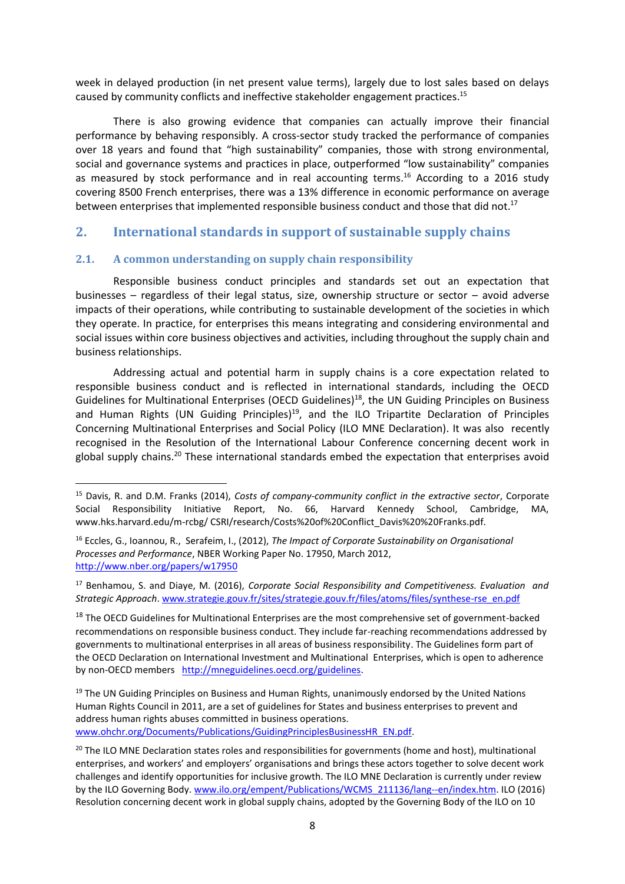week in delayed production (in net present value terms), largely due to lost sales based on delays caused by community conflicts and ineffective stakeholder engagement practices.[15]

There is also growing evidence that companies can actually improve their financial performance by behaving responsibly. A cross-sector study tracked the performance of companies over 18 years and found that "high sustainability" companies, those with strong environmental, social and governance systems and practices in place, outperformed "low sustainability" companies as measured by stock performance and in real accounting terms.[16] According to a 2016 study covering 8500 French enterprises, there was a 13% difference in economic performance on average between enterprises that implemented responsible business conduct and those that did not.[17]

## 2. International standards in support of sustainable supply chains

### 2.1. A common understanding on supply chain responsibility

Responsible business conduct principles and standards set out an expectation that businesses – regardless of their legal status, size, ownership structure or sector – avoid adverse impacts of their operations, while contributing to sustainable development of the societies in which they operate. In practice, for enterprises this means integrating and considering environmental and social issues within core business objectives and activities, including throughout the supply chain and business relationships.

Addressing actual and potential harm in supply chains is a core expectation related to responsible business conduct and is reflected in international standards, including the OECD Guidelines for Multinational Enterprises (OECD Guidelines)[18], the UN Guiding Principles on Business and Human Rights (UN Guiding Principles)[19], and the ILO Tripartite Declaration of Principles Concerning Multinational Enterprises and Social Policy (ILO MNE Declaration). It was also recently recognised in the Resolution of the International Labour Conference concerning decent work in global supply chains.[20] These international standards embed the expectation that enterprises avoid

---

[15] Davis, R. and D.M. Franks (2014), *Costs of company-community conflict in the extractive sector*, Corporate Social Responsibility Initiative Report, No. 66, Harvard Kennedy School, Cambridge, MA, www.hks.harvard.edu/m-rcbg/ CSRI/research/Costs%20of%20Conflict_Davis%20%20Franks.pdf.

[16] Eccles, G., Ioannou, R., Serafeim, I., (2012), *The Impact of Corporate Sustainability on Organisational Processes and Performance*, NBER Working Paper No. 17950, March 2012, http://www.nber.org/papers/w17950

[17] Benhamou, S. and Diaye, M. (2016), *Corporate Social Responsibility and Competitiveness. Evaluation and Strategic Approach*. www.strategie.gouv.fr/sites/strategie.gouv.fr/files/atoms/files/synthese-rse_en.pdf

[18] The OECD Guidelines for Multinational Enterprises are the most comprehensive set of government-backed recommendations on responsible business conduct. They include far-reaching recommendations addressed by governments to multinational enterprises in all areas of business responsibility. The Guidelines form part of the OECD Declaration on International Investment and Multinational Enterprises, which is open to adherence by non-OECD members http://mneguidelines.oecd.org/guidelines.

[19] The UN Guiding Principles on Business and Human Rights, unanimously endorsed by the United Nations Human Rights Council in 2011, are a set of guidelines for States and business enterprises to prevent and address human rights abuses committed in business operations. www.ohchr.org/Documents/Publications/GuidingPrinciplesBusinessHR_EN.pdf.

[20] The ILO MNE Declaration states roles and responsibilities for governments (home and host), multinational enterprises, and workers' and employers' organisations and brings these actors together to solve decent work challenges and identify opportunities for inclusive growth. The ILO MNE Declaration is currently under review by the ILO Governing Body. www.ilo.org/empent/Publications/WCMS_211136/lang--en/index.htm. ILO (2016) Resolution concerning decent work in global supply chains, adopted by the Governing Body of the ILO on 10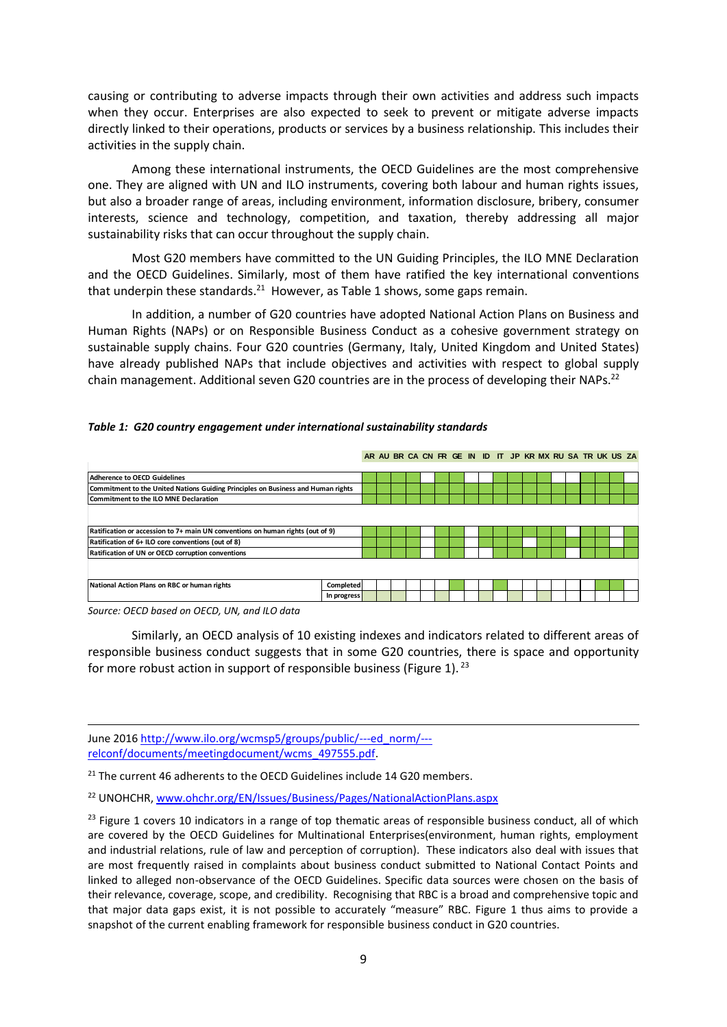causing or contributing to adverse impacts through their own activities and address such impacts when they occur. Enterprises are also expected to seek to prevent or mitigate adverse impacts directly linked to their operations, products or services by a business relationship. This includes their activities in the supply chain.

Among these international instruments, the OECD Guidelines are the most comprehensive one. They are aligned with UN and ILO instruments, covering both labour and human rights issues, but also a broader range of areas, including environment, information disclosure, bribery, consumer interests, science and technology, competition, and taxation, thereby addressing all major sustainability risks that can occur throughout the supply chain.

Most G20 members have committed to the UN Guiding Principles, the ILO MNE Declaration and the OECD Guidelines. Similarly, most of them have ratified the key international conventions that underpin these standards.[21] However, as Table 1 shows, some gaps remain.

In addition, a number of G20 countries have adopted National Action Plans on Business and Human Rights (NAPs) or on Responsible Business Conduct as a cohesive government strategy on sustainable supply chains. Four G20 countries (Germany, Italy, United Kingdom and United States) have already published NAPs that include objectives and activities with respect to global supply chain management. Additional seven G20 countries are in the process of developing their NAPs.[22]

***Table 1: G20 country engagement under international sustainability standards***

| | | AR | AU | BR | CA | CN | FR | GE | IN | ID | IT | JP | KR | MX | RU | SA | TR | UK | US | ZA |
|---|---|---|---|---|---|---|---|---|---|---|---|---|---|---|---|---|---|---|---|---|
| Adherence to OECD Guidelines | | ✓ | ✓ | ✓ | ✓ | | ✓ | ✓ | | | ✓ | ✓ | ✓ | ✓ | | | ✓ | ✓ | ✓ | |
| Commitment to the United Nations Guiding Principles on Business and Human rights | | ✓ | ✓ | ✓ | ✓ | ✓ | ✓ | ✓ | ✓ | ✓ | ✓ | ✓ | ✓ | ✓ | ✓ | ✓ | ✓ | ✓ | ✓ | ✓ |
| Commitment to the ILO MNE Declaration | | ✓ | ✓ | ✓ | ✓ | ✓ | ✓ | ✓ | ✓ | ✓ | ✓ | ✓ | ✓ | ✓ | ✓ | ✓ | ✓ | ✓ | ✓ | ✓ |
| Ratification or accession to 7+ main UN conventions on human rights (out of 9) | | ✓ | ✓ | ✓ | ✓ | | ✓ | ✓ | | ✓ | ✓ | ✓ | ✓ | ✓ | ✓ | | ✓ | ✓ | | ✓ |
| Ratification of 6+ ILO core conventions (out of 8) | | ✓ | ✓ | ✓ | ✓ | | ✓ | ✓ | | ✓ | ✓ | ✓ | | ✓ | ✓ | ✓ | ✓ | ✓ | | ✓ |
| Ratification of UN or OECD corruption conventions | | ✓ | ✓ | ✓ | ✓ | ✓ | ✓ | ✓ | ✓ | ✓ | ✓ | ✓ | ✓ | ✓ | ✓ | | ✓ | ✓ | ✓ | ✓ |
| National Action Plans on RBC or human rights | Completed | | | | | | | ✓ | | | ✓ | | | | | | | ✓ | ✓ | |
| | In progress | ✓ | ✓ | | | | ✓ | | ✓ | ✓ | | ✓ | | ✓ | | | | | | |

*Source: OECD based on OECD, UN, and ILO data*

Similarly, an OECD analysis of 10 existing indexes and indicators related to different areas of responsible business conduct suggests that in some G20 countries, there is space and opportunity for more robust action in support of responsible business (Figure 1).[23]

---

June 2016 http://www.ilo.org/wcmsp5/groups/public/---ed_norm/---relconf/documents/meetingdocument/wcms_497555.pdf.

[21] The current 46 adherents to the OECD Guidelines include 14 G20 members.

[22] UNOHCHR, www.ohchr.org/EN/Issues/Business/Pages/NationalActionPlans.aspx

[23] Figure 1 covers 10 indicators in a range of top thematic areas of responsible business conduct, all of which are covered by the OECD Guidelines for Multinational Enterprises(environment, human rights, employment and industrial relations, rule of law and perception of corruption). These indicators also deal with issues that are most frequently raised in complaints about business conduct submitted to National Contact Points and linked to alleged non-observance of the OECD Guidelines. Specific data sources were chosen on the basis of their relevance, coverage, scope, and credibility. Recognising that RBC is a broad and comprehensive topic and that major data gaps exist, it is not possible to accurately "measure" RBC. Figure 1 thus aims to provide a snapshot of the current enabling framework for responsible business conduct in G20 countries.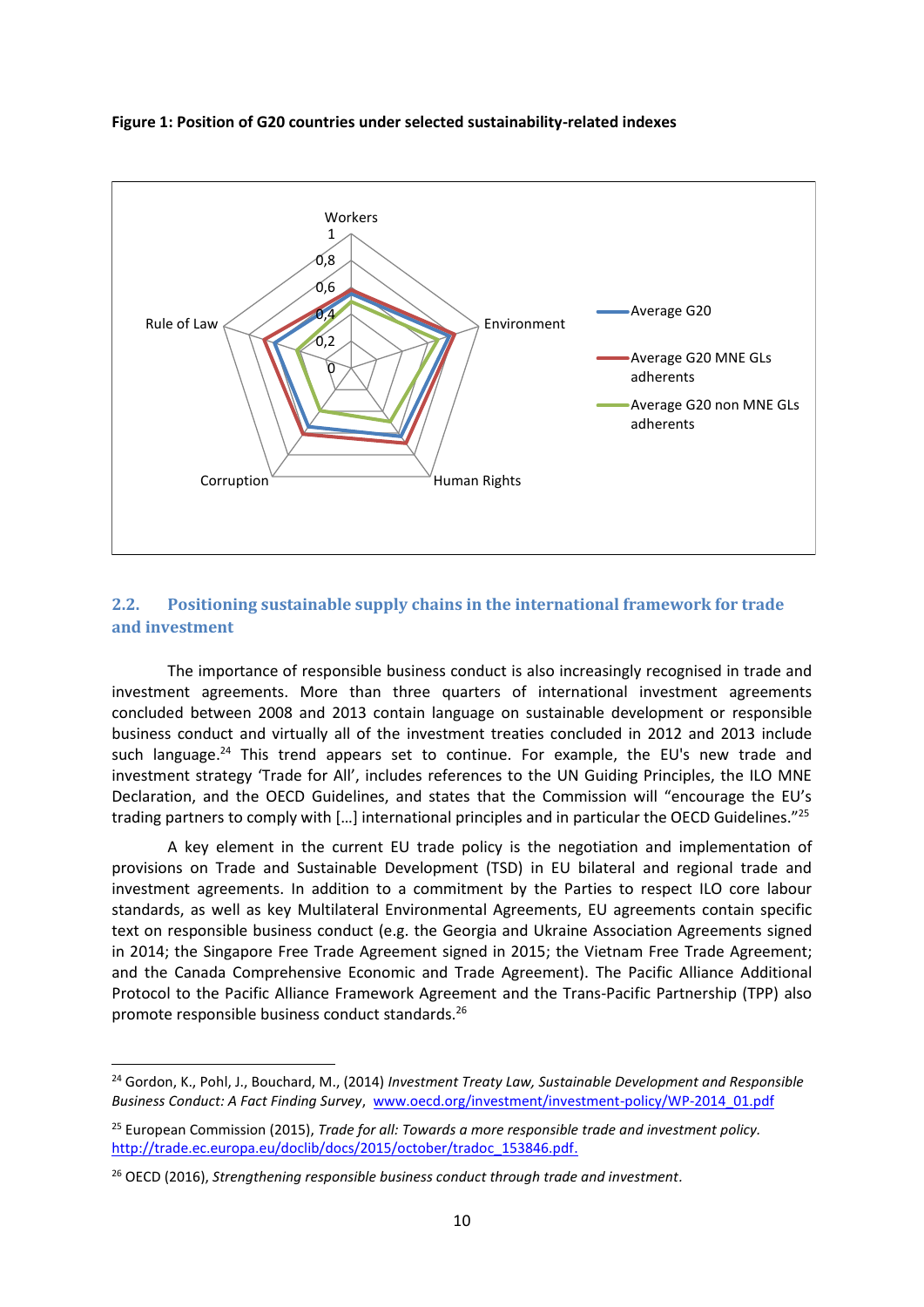**Figure 1: Position of G20 countries under selected sustainability-related indexes**

### 2.2. Positioning sustainable supply chains in the international framework for trade and investment

The importance of responsible business conduct is also increasingly recognised in trade and investment agreements. More than three quarters of international investment agreements concluded between 2008 and 2013 contain language on sustainable development or responsible business conduct and virtually all of the investment treaties concluded in 2012 and 2013 include such language.[24] This trend appears set to continue. For example, the EU's new trade and investment strategy 'Trade for All', includes references to the UN Guiding Principles, the ILO MNE Declaration, and the OECD Guidelines, and states that the Commission will "encourage the EU's trading partners to comply with […] international principles and in particular the OECD Guidelines."[25]

A key element in the current EU trade policy is the negotiation and implementation of provisions on Trade and Sustainable Development (TSD) in EU bilateral and regional trade and investment agreements. In addition to a commitment by the Parties to respect ILO core labour standards, as well as key Multilateral Environmental Agreements, EU agreements contain specific text on responsible business conduct (e.g. the Georgia and Ukraine Association Agreements signed in 2014; the Singapore Free Trade Agreement signed in 2015; the Vietnam Free Trade Agreement; and the Canada Comprehensive Economic and Trade Agreement). The Pacific Alliance Additional Protocol to the Pacific Alliance Framework Agreement and the Trans-Pacific Partnership (TPP) also promote responsible business conduct standards.[26]

---

[24] Gordon, K., Pohl, J., Bouchard, M., (2014) *Investment Treaty Law, Sustainable Development and Responsible Business Conduct: A Fact Finding Survey*, www.oecd.org/investment/investment-policy/WP-2014_01.pdf

[25] European Commission (2015), *Trade for all: Towards a more responsible trade and investment policy.* http://trade.ec.europa.eu/doclib/docs/2015/october/tradoc_153846.pdf.

[26] OECD (2016), *Strengthening responsible business conduct through trade and investment*.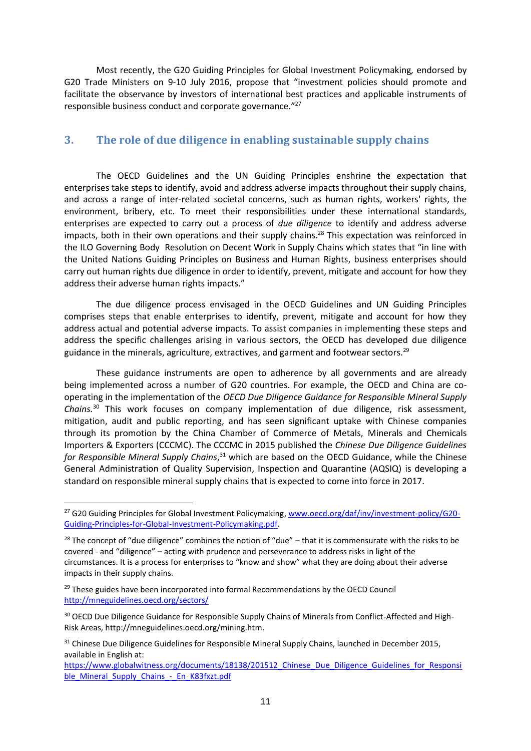Most recently, the G20 Guiding Principles for Global Investment Policymaking, endorsed by G20 Trade Ministers on 9-10 July 2016, propose that "investment policies should promote and facilitate the observance by investors of international best practices and applicable instruments of responsible business conduct and corporate governance."[27]

## 3. The role of due diligence in enabling sustainable supply chains

The OECD Guidelines and the UN Guiding Principles enshrine the expectation that enterprises take steps to identify, avoid and address adverse impacts throughout their supply chains, and across a range of inter-related societal concerns, such as human rights, workers' rights, the environment, bribery, etc. To meet their responsibilities under these international standards, enterprises are expected to carry out a process of *due diligence* to identify and address adverse impacts, both in their own operations and their supply chains.[28] This expectation was reinforced in the ILO Governing Body Resolution on Decent Work in Supply Chains which states that "in line with the United Nations Guiding Principles on Business and Human Rights, business enterprises should carry out human rights due diligence in order to identify, prevent, mitigate and account for how they address their adverse human rights impacts."

The due diligence process envisaged in the OECD Guidelines and UN Guiding Principles comprises steps that enable enterprises to identify, prevent, mitigate and account for how they address actual and potential adverse impacts. To assist companies in implementing these steps and address the specific challenges arising in various sectors, the OECD has developed due diligence guidance in the minerals, agriculture, extractives, and garment and footwear sectors.[29]

These guidance instruments are open to adherence by all governments and are already being implemented across a number of G20 countries. For example, the OECD and China are co-operating in the implementation of the *OECD Due Diligence Guidance for Responsible Mineral Supply Chains.*[30] This work focuses on company implementation of due diligence, risk assessment, mitigation, audit and public reporting, and has seen significant uptake with Chinese companies through its promotion by the China Chamber of Commerce of Metals, Minerals and Chemicals Importers & Exporters (CCCMC). The CCCMC in 2015 published the *Chinese Due Diligence Guidelines for Responsible Mineral Supply Chains*,[31] which are based on the OECD Guidance, while the Chinese General Administration of Quality Supervision, Inspection and Quarantine (AQSIQ) is developing a standard on responsible mineral supply chains that is expected to come into force in 2017.

---

[27] G20 Guiding Principles for Global Investment Policymaking, www.oecd.org/daf/inv/investment-policy/G20-Guiding-Principles-for-Global-Investment-Policymaking.pdf.

[28] The concept of "due diligence" combines the notion of "due" – that it is commensurate with the risks to be covered - and "diligence" – acting with prudence and perseverance to address risks in light of the circumstances. It is a process for enterprises to "know and show" what they are doing about their adverse impacts in their supply chains.

[29] These guides have been incorporated into formal Recommendations by the OECD Council http://mneguidelines.oecd.org/sectors/

[30] OECD Due Diligence Guidance for Responsible Supply Chains of Minerals from Conflict-Affected and High-Risk Areas, http://mneguidelines.oecd.org/mining.htm.

[31] Chinese Due Diligence Guidelines for Responsible Mineral Supply Chains, launched in December 2015, available in English at: https://www.globalwitness.org/documents/18138/201512_Chinese_Due_Diligence_Guidelines_for_Responsible_Mineral_Supply_Chains_-_En_K83fxzt.pdf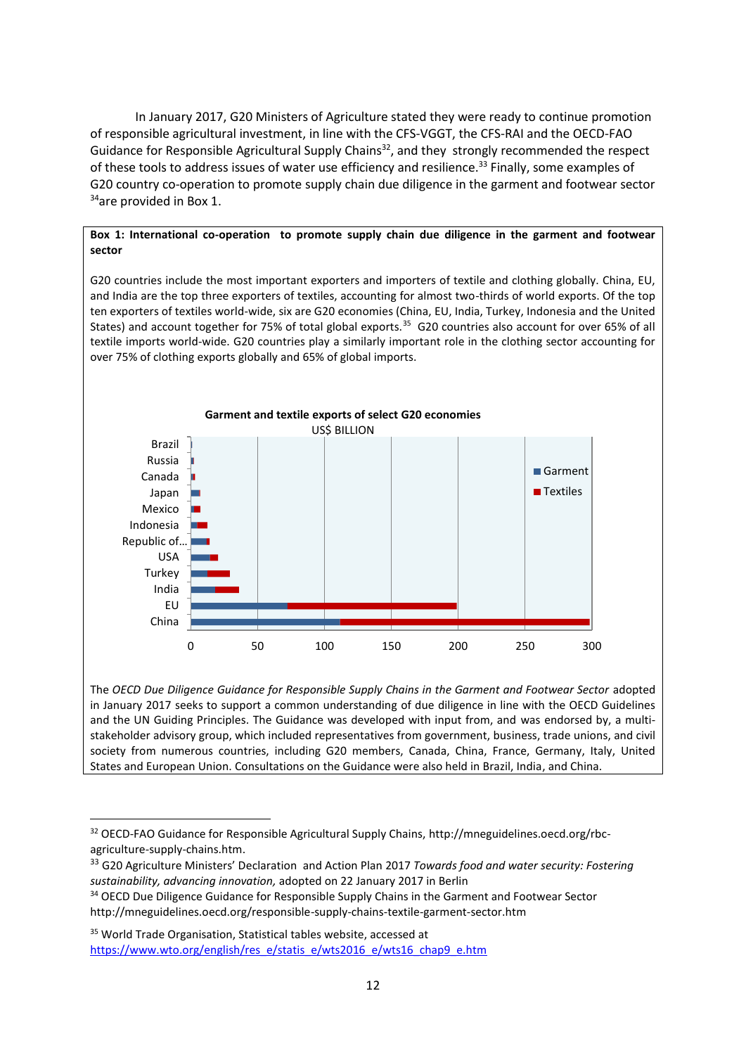In January 2017, G20 Ministers of Agriculture stated they were ready to continue promotion of responsible agricultural investment, in line with the CFS-VGGT, the CFS-RAI and the OECD-FAO Guidance for Responsible Agricultural Supply Chains[32], and they strongly recommended the respect of these tools to address issues of water use efficiency and resilience.[33] Finally, some examples of G20 country co-operation to promote supply chain due diligence in the garment and footwear sector [34]are provided in Box 1.

**Box 1: International co-operation to promote supply chain due diligence in the garment and footwear sector**

G20 countries include the most important exporters and importers of textile and clothing globally. China, EU, and India are the top three exporters of textiles, accounting for almost two-thirds of world exports. Of the top ten exporters of textiles world-wide, six are G20 economies (China, EU, India, Turkey, Indonesia and the United States) and account together for 75% of total global exports.[35] G20 countries also account for over 65% of all textile imports world-wide. G20 countries play a similarly important role in the clothing sector accounting for over 75% of clothing exports globally and 65% of global imports.

**Garment and textile exports of select G20 economies**

US$ BILLION

Brazil, Russia, Canada, Japan, Mexico, Indonesia, Republic of..., USA, Turkey, India, EU, China

Legend: Garment, Textiles

0, 50, 100, 150, 200, 250, 300

The *OECD Due Diligence Guidance for Responsible Supply Chains in the Garment and Footwear Sector* adopted in January 2017 seeks to support a common understanding of due diligence in line with the OECD Guidelines and the UN Guiding Principles. The Guidance was developed with input from, and was endorsed by, a multi-stakeholder advisory group, which included representatives from government, business, trade unions, and civil society from numerous countries, including G20 members, Canada, China, France, Germany, Italy, United States and European Union. Consultations on the Guidance were also held in Brazil, India, and China.

---

[32] OECD-FAO Guidance for Responsible Agricultural Supply Chains, http://mneguidelines.oecd.org/rbc-agriculture-supply-chains.htm.

[33] G20 Agriculture Ministers' Declaration and Action Plan 2017 *Towards food and water security: Fostering sustainability, advancing innovation,* adopted on 22 January 2017 in Berlin

[34] OECD Due Diligence Guidance for Responsible Supply Chains in the Garment and Footwear Sector http://mneguidelines.oecd.org/responsible-supply-chains-textile-garment-sector.htm

[35] World Trade Organisation, Statistical tables website, accessed at https://www.wto.org/english/res_e/statis_e/wts2016_e/wts16_chap9_e.htm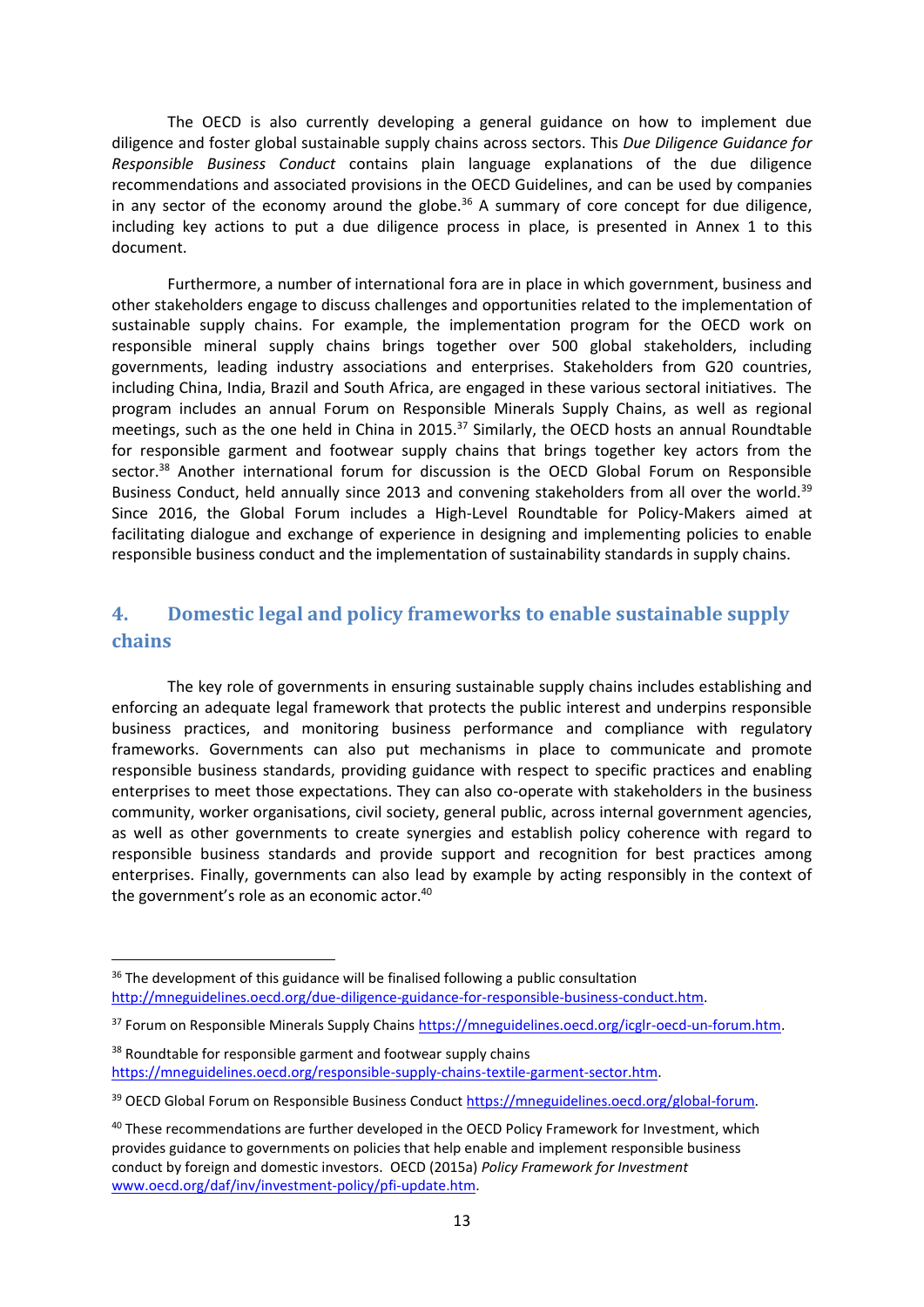The OECD is also currently developing a general guidance on how to implement due diligence and foster global sustainable supply chains across sectors. This *Due Diligence Guidance for Responsible Business Conduct* contains plain language explanations of the due diligence recommendations and associated provisions in the OECD Guidelines, and can be used by companies in any sector of the economy around the globe.[36] A summary of core concept for due diligence, including key actions to put a due diligence process in place, is presented in Annex 1 to this document.

Furthermore, a number of international fora are in place in which government, business and other stakeholders engage to discuss challenges and opportunities related to the implementation of sustainable supply chains. For example, the implementation program for the OECD work on responsible mineral supply chains brings together over 500 global stakeholders, including governments, leading industry associations and enterprises. Stakeholders from G20 countries, including China, India, Brazil and South Africa, are engaged in these various sectoral initiatives. The program includes an annual Forum on Responsible Minerals Supply Chains, as well as regional meetings, such as the one held in China in 2015.[37] Similarly, the OECD hosts an annual Roundtable for responsible garment and footwear supply chains that brings together key actors from the sector.[38] Another international forum for discussion is the OECD Global Forum on Responsible Business Conduct, held annually since 2013 and convening stakeholders from all over the world.[39] Since 2016, the Global Forum includes a High-Level Roundtable for Policy-Makers aimed at facilitating dialogue and exchange of experience in designing and implementing policies to enable responsible business conduct and the implementation of sustainability standards in supply chains.

## 4. Domestic legal and policy frameworks to enable sustainable supply chains

The key role of governments in ensuring sustainable supply chains includes establishing and enforcing an adequate legal framework that protects the public interest and underpins responsible business practices, and monitoring business performance and compliance with regulatory frameworks. Governments can also put mechanisms in place to communicate and promote responsible business standards, providing guidance with respect to specific practices and enabling enterprises to meet those expectations. They can also co-operate with stakeholders in the business community, worker organisations, civil society, general public, across internal government agencies, as well as other governments to create synergies and establish policy coherence with regard to responsible business standards and provide support and recognition for best practices among enterprises. Finally, governments can also lead by example by acting responsibly in the context of the government's role as an economic actor.[40]

---

[36] The development of this guidance will be finalised following a public consultation http://mneguidelines.oecd.org/due-diligence-guidance-for-responsible-business-conduct.htm.

[37] Forum on Responsible Minerals Supply Chains https://mneguidelines.oecd.org/icglr-oecd-un-forum.htm.

[38] Roundtable for responsible garment and footwear supply chains https://mneguidelines.oecd.org/responsible-supply-chains-textile-garment-sector.htm.

[39] OECD Global Forum on Responsible Business Conduct https://mneguidelines.oecd.org/global-forum.

[40] These recommendations are further developed in the OECD Policy Framework for Investment, which provides guidance to governments on policies that help enable and implement responsible business conduct by foreign and domestic investors. OECD (2015a) *Policy Framework for Investment* www.oecd.org/daf/inv/investment-policy/pfi-update.htm.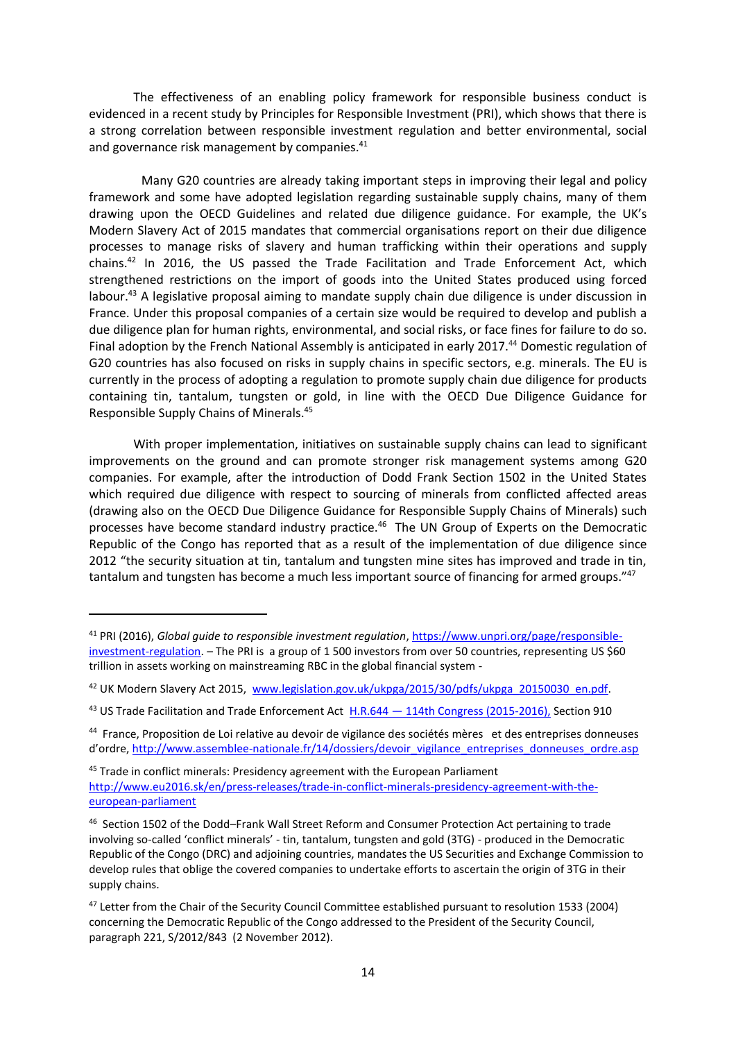The effectiveness of an enabling policy framework for responsible business conduct is evidenced in a recent study by Principles for Responsible Investment (PRI), which shows that there is a strong correlation between responsible investment regulation and better environmental, social and governance risk management by companies.[41]

Many G20 countries are already taking important steps in improving their legal and policy framework and some have adopted legislation regarding sustainable supply chains, many of them drawing upon the OECD Guidelines and related due diligence guidance. For example, the UK's Modern Slavery Act of 2015 mandates that commercial organisations report on their due diligence processes to manage risks of slavery and human trafficking within their operations and supply chains.[42] In 2016, the US passed the Trade Facilitation and Trade Enforcement Act, which strengthened restrictions on the import of goods into the United States produced using forced labour.[43] A legislative proposal aiming to mandate supply chain due diligence is under discussion in France. Under this proposal companies of a certain size would be required to develop and publish a due diligence plan for human rights, environmental, and social risks, or face fines for failure to do so. Final adoption by the French National Assembly is anticipated in early 2017.[44] Domestic regulation of G20 countries has also focused on risks in supply chains in specific sectors, e.g. minerals. The EU is currently in the process of adopting a regulation to promote supply chain due diligence for products containing tin, tantalum, tungsten or gold, in line with the OECD Due Diligence Guidance for Responsible Supply Chains of Minerals.[45]

With proper implementation, initiatives on sustainable supply chains can lead to significant improvements on the ground and can promote stronger risk management systems among G20 companies. For example, after the introduction of Dodd Frank Section 1502 in the United States which required due diligence with respect to sourcing of minerals from conflicted affected areas (drawing also on the OECD Due Diligence Guidance for Responsible Supply Chains of Minerals) such processes have become standard industry practice.[46] The UN Group of Experts on the Democratic Republic of the Congo has reported that as a result of the implementation of due diligence since 2012 "the security situation at tin, tantalum and tungsten mine sites has improved and trade in tin, tantalum and tungsten has become a much less important source of financing for armed groups."[47]

---

[41] PRI (2016), *Global guide to responsible investment regulation*, https://www.unpri.org/page/responsible-investment-regulation. – The PRI is a group of 1 500 investors from over 50 countries, representing US $60 trillion in assets working on mainstreaming RBC in the global financial system -

[42] UK Modern Slavery Act 2015, www.legislation.gov.uk/ukpga/2015/30/pdfs/ukpga_20150030_en.pdf.

[43] US Trade Facilitation and Trade Enforcement Act H.R.644 — 114th Congress (2015-2016), Section 910

[44] France, Proposition de Loi relative au devoir de vigilance des sociétés mères et des entreprises donneuses d'ordre, http://www.assemblee-nationale.fr/14/dossiers/devoir_vigilance_entreprises_donneuses_ordre.asp

[45] Trade in conflict minerals: Presidency agreement with the European Parliament http://www.eu2016.sk/en/press-releases/trade-in-conflict-minerals-presidency-agreement-with-the-european-parliament

[46] Section 1502 of the Dodd–Frank Wall Street Reform and Consumer Protection Act pertaining to trade involving so-called 'conflict minerals' - tin, tantalum, tungsten and gold (3TG) - produced in the Democratic Republic of the Congo (DRC) and adjoining countries, mandates the US Securities and Exchange Commission to develop rules that oblige the covered companies to undertake efforts to ascertain the origin of 3TG in their supply chains.

[47] Letter from the Chair of the Security Council Committee established pursuant to resolution 1533 (2004) concerning the Democratic Republic of the Congo addressed to the President of the Security Council, paragraph 221, S/2012/843 (2 November 2012).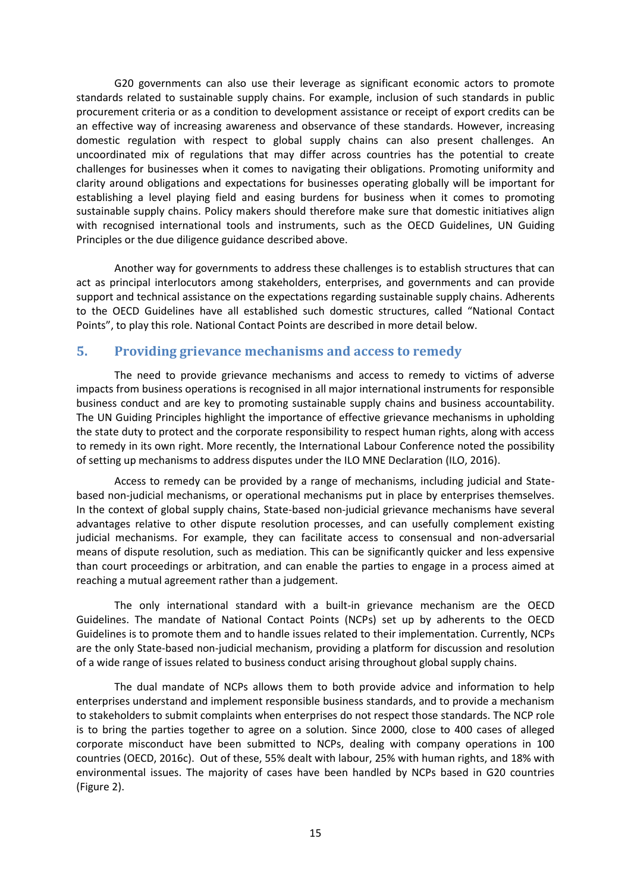G20 governments can also use their leverage as significant economic actors to promote standards related to sustainable supply chains. For example, inclusion of such standards in public procurement criteria or as a condition to development assistance or receipt of export credits can be an effective way of increasing awareness and observance of these standards. However, increasing domestic regulation with respect to global supply chains can also present challenges. An uncoordinated mix of regulations that may differ across countries has the potential to create challenges for businesses when it comes to navigating their obligations. Promoting uniformity and clarity around obligations and expectations for businesses operating globally will be important for establishing a level playing field and easing burdens for business when it comes to promoting sustainable supply chains. Policy makers should therefore make sure that domestic initiatives align with recognised international tools and instruments, such as the OECD Guidelines, UN Guiding Principles or the due diligence guidance described above.

Another way for governments to address these challenges is to establish structures that can act as principal interlocutors among stakeholders, enterprises, and governments and can provide support and technical assistance on the expectations regarding sustainable supply chains. Adherents to the OECD Guidelines have all established such domestic structures, called "National Contact Points", to play this role. National Contact Points are described in more detail below.

## 5. Providing grievance mechanisms and access to remedy

The need to provide grievance mechanisms and access to remedy to victims of adverse impacts from business operations is recognised in all major international instruments for responsible business conduct and are key to promoting sustainable supply chains and business accountability. The UN Guiding Principles highlight the importance of effective grievance mechanisms in upholding the state duty to protect and the corporate responsibility to respect human rights, along with access to remedy in its own right. More recently, the International Labour Conference noted the possibility of setting up mechanisms to address disputes under the ILO MNE Declaration (ILO, 2016).

Access to remedy can be provided by a range of mechanisms, including judicial and State-based non-judicial mechanisms, or operational mechanisms put in place by enterprises themselves. In the context of global supply chains, State-based non-judicial grievance mechanisms have several advantages relative to other dispute resolution processes, and can usefully complement existing judicial mechanisms. For example, they can facilitate access to consensual and non-adversarial means of dispute resolution, such as mediation. This can be significantly quicker and less expensive than court proceedings or arbitration, and can enable the parties to engage in a process aimed at reaching a mutual agreement rather than a judgement.

The only international standard with a built-in grievance mechanism are the OECD Guidelines. The mandate of National Contact Points (NCPs) set up by adherents to the OECD Guidelines is to promote them and to handle issues related to their implementation. Currently, NCPs are the only State-based non-judicial mechanism, providing a platform for discussion and resolution of a wide range of issues related to business conduct arising throughout global supply chains.

The dual mandate of NCPs allows them to both provide advice and information to help enterprises understand and implement responsible business standards, and to provide a mechanism to stakeholders to submit complaints when enterprises do not respect those standards. The NCP role is to bring the parties together to agree on a solution. Since 2000, close to 400 cases of alleged corporate misconduct have been submitted to NCPs, dealing with company operations in 100 countries (OECD, 2016c). Out of these, 55% dealt with labour, 25% with human rights, and 18% with environmental issues. The majority of cases have been handled by NCPs based in G20 countries (Figure 2).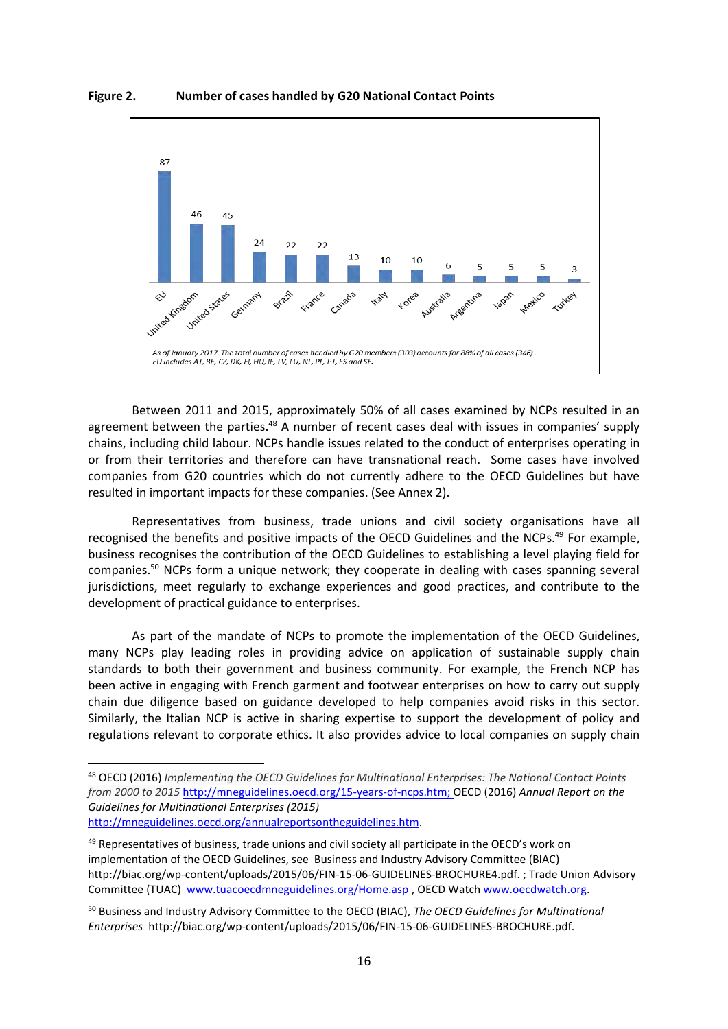**Figure 2. Number of cases handled by G20 National Contact Points**

| EU | United Kingdom | United States | Germany | Brazil | France | Canada | Italy | Korea | Australia | Argentina | Japan | Mexico | Turkey |
|---|---|---|---|---|---|---|---|---|---|---|---|---|---|
| 87 | 46 | 45 | 24 | 22 | 22 | 13 | 10 | 10 | 6 | 5 | 5 | 5 | 3 |

*As of January 2017. The total number of cases handled by G20 members (303) accounts for 88% of all cases (346).*
*EU includes AT, BE, CZ, DK, FI, HU, IE, LV, LU, NL, PL, PT, ES and SE.*

Between 2011 and 2015, approximately 50% of all cases examined by NCPs resulted in an agreement between the parties.[48] A number of recent cases deal with issues in companies' supply chains, including child labour. NCPs handle issues related to the conduct of enterprises operating in or from their territories and therefore can have transnational reach. Some cases have involved companies from G20 countries which do not currently adhere to the OECD Guidelines but have resulted in important impacts for these companies. (See Annex 2).

Representatives from business, trade unions and civil society organisations have all recognised the benefits and positive impacts of the OECD Guidelines and the NCPs.[49] For example, business recognises the contribution of the OECD Guidelines to establishing a level playing field for companies.[50] NCPs form a unique network; they cooperate in dealing with cases spanning several jurisdictions, meet regularly to exchange experiences and good practices, and contribute to the development of practical guidance to enterprises.

As part of the mandate of NCPs to promote the implementation of the OECD Guidelines, many NCPs play leading roles in providing advice on application of sustainable supply chain standards to both their government and business community. For example, the French NCP has been active in engaging with French garment and footwear enterprises on how to carry out supply chain due diligence based on guidance developed to help companies avoid risks in this sector. Similarly, the Italian NCP is active in sharing expertise to support the development of policy and regulations relevant to corporate ethics. It also provides advice to local companies on supply chain

---

[48] OECD (2016) *Implementing the OECD Guidelines for Multinational Enterprises: The National Contact Points from 2000 to 2015* http://mneguidelines.oecd.org/15-years-of-ncps.htm; OECD (2016) *Annual Report on the Guidelines for Multinational Enterprises (2015)* http://mneguidelines.oecd.org/annualreportsontheguidelines.htm.

[49] Representatives of business, trade unions and civil society all participate in the OECD's work on implementation of the OECD Guidelines, see Business and Industry Advisory Committee (BIAC) http://biac.org/wp-content/uploads/2015/06/FIN-15-06-GUIDELINES-BROCHURE4.pdf. ; Trade Union Advisory Committee (TUAC) www.tuacoecdmneguidelines.org/Home.asp , OECD Watch www.oecdwatch.org.

[50] Business and Industry Advisory Committee to the OECD (BIAC), *The OECD Guidelines for Multinational Enterprises* http://biac.org/wp-content/uploads/2015/06/FIN-15-06-GUIDELINES-BROCHURE.pdf.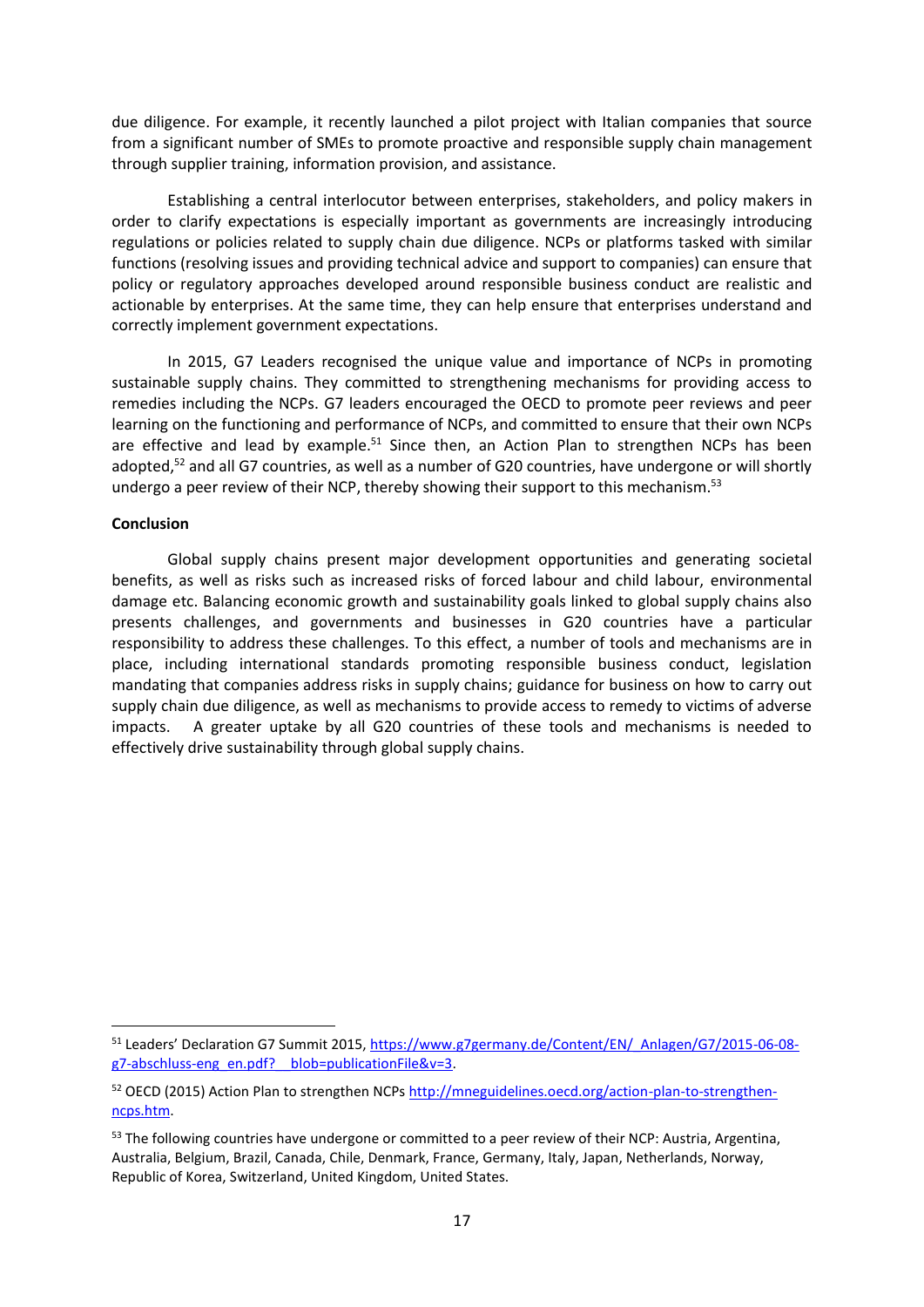due diligence. For example, it recently launched a pilot project with Italian companies that source from a significant number of SMEs to promote proactive and responsible supply chain management through supplier training, information provision, and assistance.

Establishing a central interlocutor between enterprises, stakeholders, and policy makers in order to clarify expectations is especially important as governments are increasingly introducing regulations or policies related to supply chain due diligence. NCPs or platforms tasked with similar functions (resolving issues and providing technical advice and support to companies) can ensure that policy or regulatory approaches developed around responsible business conduct are realistic and actionable by enterprises. At the same time, they can help ensure that enterprises understand and correctly implement government expectations.

In 2015, G7 Leaders recognised the unique value and importance of NCPs in promoting sustainable supply chains. They committed to strengthening mechanisms for providing access to remedies including the NCPs. G7 leaders encouraged the OECD to promote peer reviews and peer learning on the functioning and performance of NCPs, and committed to ensure that their own NCPs are effective and lead by example.[51] Since then, an Action Plan to strengthen NCPs has been adopted,[52] and all G7 countries, as well as a number of G20 countries, have undergone or will shortly undergo a peer review of their NCP, thereby showing their support to this mechanism.[53]

**Conclusion**

Global supply chains present major development opportunities and generating societal benefits, as well as risks such as increased risks of forced labour and child labour, environmental damage etc. Balancing economic growth and sustainability goals linked to global supply chains also presents challenges, and governments and businesses in G20 countries have a particular responsibility to address these challenges. To this effect, a number of tools and mechanisms are in place, including international standards promoting responsible business conduct, legislation mandating that companies address risks in supply chains; guidance for business on how to carry out supply chain due diligence, as well as mechanisms to provide access to remedy to victims of adverse impacts. A greater uptake by all G20 countries of these tools and mechanisms is needed to effectively drive sustainability through global supply chains.

---

[51] Leaders' Declaration G7 Summit 2015, https://www.g7germany.de/Content/EN/_Anlagen/G7/2015-06-08-g7-abschluss-eng_en.pdf?__blob=publicationFile&v=3.

[52] OECD (2015) Action Plan to strengthen NCPs http://mneguidelines.oecd.org/action-plan-to-strengthen-ncps.htm.

[53] The following countries have undergone or committed to a peer review of their NCP: Austria, Argentina, Australia, Belgium, Brazil, Canada, Chile, Denmark, France, Germany, Italy, Japan, Netherlands, Norway, Republic of Korea, Switzerland, United Kingdom, United States.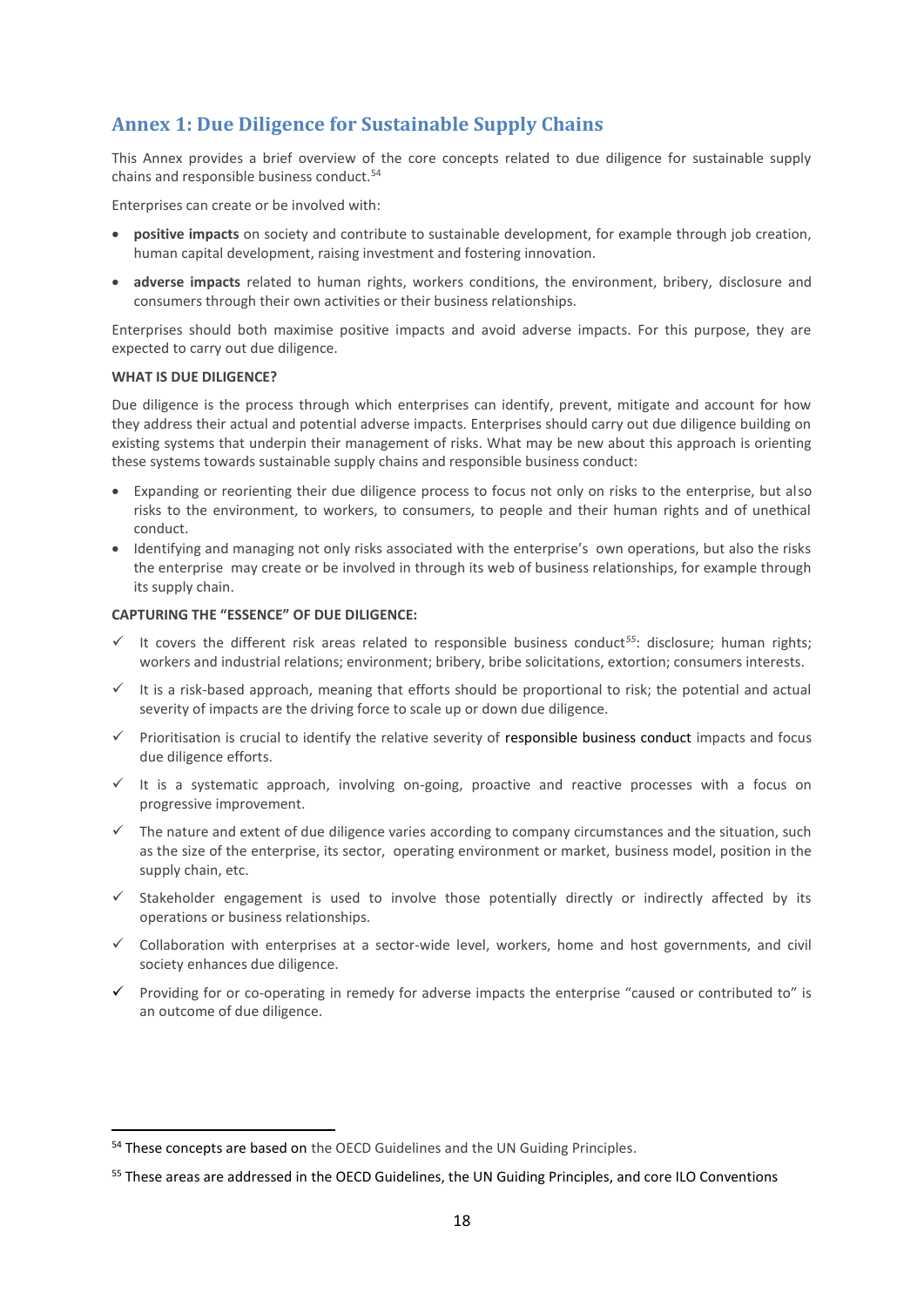## Annex 1: Due Diligence for Sustainable Supply Chains

This Annex provides a brief overview of the core concepts related to due diligence for sustainable supply chains and responsible business conduct.[54]

Enterprises can create or be involved with:

- **positive impacts** on society and contribute to sustainable development, for example through job creation, human capital development, raising investment and fostering innovation.
- **adverse impacts** related to human rights, workers conditions, the environment, bribery, disclosure and consumers through their own activities or their business relationships.

Enterprises should both maximise positive impacts and avoid adverse impacts. For this purpose, they are expected to carry out due diligence.

**WHAT IS DUE DILIGENCE?**

Due diligence is the process through which enterprises can identify, prevent, mitigate and account for how they address their actual and potential adverse impacts. Enterprises should carry out due diligence building on existing systems that underpin their management of risks. What may be new about this approach is orienting these systems towards sustainable supply chains and responsible business conduct:

- Expanding or reorienting their due diligence process to focus not only on risks to the enterprise, but also risks to the environment, to workers, to consumers, to people and their human rights and of unethical conduct.
- Identifying and managing not only risks associated with the enterprise's own operations, but also the risks the enterprise may create or be involved in through its web of business relationships, for example through its supply chain.

**CAPTURING THE "ESSENCE" OF DUE DILIGENCE:**

- ✓ It covers the different risk areas related to responsible business conduct[55]: disclosure; human rights; workers and industrial relations; environment; bribery, bribe solicitations, extortion; consumers interests.
- ✓ It is a risk-based approach, meaning that efforts should be proportional to risk; the potential and actual severity of impacts are the driving force to scale up or down due diligence.
- ✓ Prioritisation is crucial to identify the relative severity of responsible business conduct impacts and focus due diligence efforts.
- ✓ It is a systematic approach, involving on-going, proactive and reactive processes with a focus on progressive improvement.
- ✓ The nature and extent of due diligence varies according to company circumstances and the situation, such as the size of the enterprise, its sector, operating environment or market, business model, position in the supply chain, etc.
- ✓ Stakeholder engagement is used to involve those potentially directly or indirectly affected by its operations or business relationships.
- ✓ Collaboration with enterprises at a sector-wide level, workers, home and host governments, and civil society enhances due diligence.
- ✓ Providing for or co-operating in remedy for adverse impacts the enterprise "caused or contributed to" is an outcome of due diligence.

---

[54] These concepts are based on the OECD Guidelines and the UN Guiding Principles.

[55] These areas are addressed in the OECD Guidelines, the UN Guiding Principles, and core ILO Conventions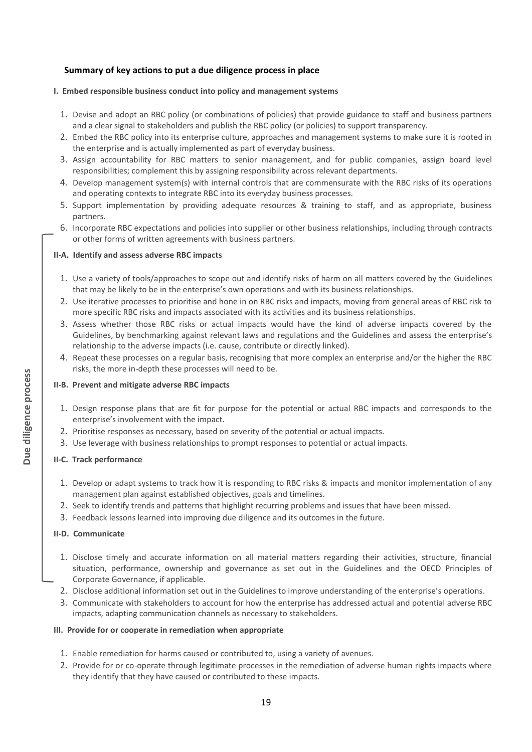### Summary of key actions to put a due diligence process in place

#### I. Embed responsible business conduct into policy and management systems

1. Devise and adopt an RBC policy (or combinations of policies) that provide guidance to staff and business partners and a clear signal to stakeholders and publish the RBC policy (or policies) to support transparency.
2. Embed the RBC policy into its enterprise culture, approaches and management systems to make sure it is rooted in the enterprise and is actually implemented as part of everyday business.
3. Assign accountability for RBC matters to senior management, and for public companies, assign board level responsibilities; complement this by assigning responsibility across relevant departments.
4. Develop management system(s) with internal controls that are commensurate with the RBC risks of its operations and operating contexts to integrate RBC into its everyday business processes.
5. Support implementation by providing adequate resources & training to staff, and as appropriate, business partners.
6. Incorporate RBC expectations and policies into supplier or other business relationships, including through contracts or other forms of written agreements with business partners.

**Due diligence process**

#### II-A. Identify and assess adverse RBC impacts

1. Use a variety of tools/approaches to scope out and identify risks of harm on all matters covered by the Guidelines that may be likely to be in the enterprise's own operations and with its business relationships.
2. Use iterative processes to prioritise and hone in on RBC risks and impacts, moving from general areas of RBC risk to more specific RBC risks and impacts associated with its activities and its business relationships.
3. Assess whether those RBC risks or actual impacts would have the kind of adverse impacts covered by the Guidelines, by benchmarking against relevant laws and regulations and the Guidelines and assess the enterprise's relationship to the adverse impacts (i.e. cause, contribute or directly linked).
4. Repeat these processes on a regular basis, recognising that more complex an enterprise and/or the higher the RBC risks, the more in-depth these processes will need to be.

#### II-B. Prevent and mitigate adverse RBC impacts

1. Design response plans that are fit for purpose for the potential or actual RBC impacts and corresponds to the enterprise's involvement with the impact.
2. Prioritise responses as necessary, based on severity of the potential or actual impacts.
3. Use leverage with business relationships to prompt responses to potential or actual impacts.

#### II-C. Track performance

1. Develop or adapt systems to track how it is responding to RBC risks & impacts and monitor implementation of any management plan against established objectives, goals and timelines.
2. Seek to identify trends and patterns that highlight recurring problems and issues that have been missed.
3. Feedback lessons learned into improving due diligence and its outcomes in the future.

#### II-D. Communicate

1. Disclose timely and accurate information on all material matters regarding their activities, structure, financial situation, performance, ownership and governance as set out in the Guidelines and the OECD Principles of Corporate Governance, if applicable.
2. Disclose additional information set out in the Guidelines to improve understanding of the enterprise's operations.
3. Communicate with stakeholders to account for how the enterprise has addressed actual and potential adverse RBC impacts, adapting communication channels as necessary to stakeholders.

#### III. Provide for or cooperate in remediation when appropriate

1. Enable remediation for harms caused or contributed to, using a variety of avenues.
2. Provide for or co-operate through legitimate processes in the remediation of adverse human rights impacts where they identify that they have caused or contributed to these impacts.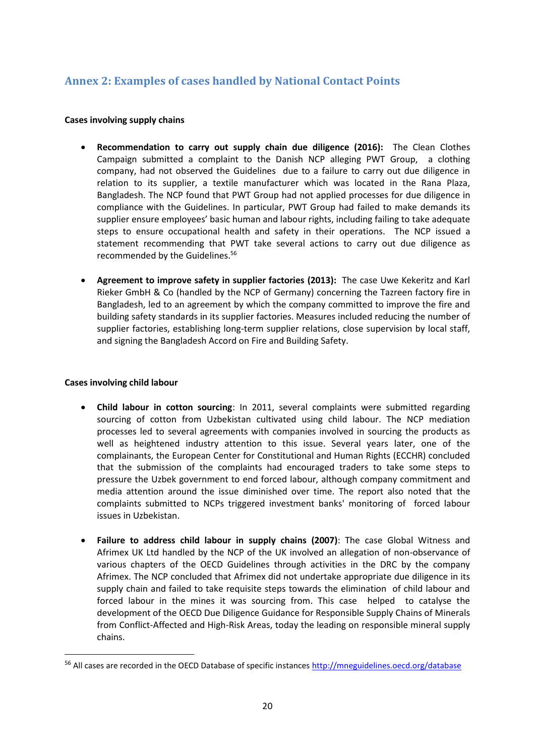## Annex 2: Examples of cases handled by National Contact Points

**Cases involving supply chains**

- **Recommendation to carry out supply chain due diligence (2016):** The Clean Clothes Campaign submitted a complaint to the Danish NCP alleging PWT Group, a clothing company, had not observed the Guidelines due to a failure to carry out due diligence in relation to its supplier, a textile manufacturer which was located in the Rana Plaza, Bangladesh. The NCP found that PWT Group had not applied processes for due diligence in compliance with the Guidelines. In particular, PWT Group had failed to make demands its supplier ensure employees' basic human and labour rights, including failing to take adequate steps to ensure occupational health and safety in their operations. The NCP issued a statement recommending that PWT take several actions to carry out due diligence as recommended by the Guidelines.[56]

- **Agreement to improve safety in supplier factories (2013):** The case Uwe Kekeritz and Karl Rieker GmbH & Co (handled by the NCP of Germany) concerning the Tazreen factory fire in Bangladesh, led to an agreement by which the company committed to improve the fire and building safety standards in its supplier factories. Measures included reducing the number of supplier factories, establishing long-term supplier relations, close supervision by local staff, and signing the Bangladesh Accord on Fire and Building Safety.

**Cases involving child labour**

- **Child labour in cotton sourcing**: In 2011, several complaints were submitted regarding sourcing of cotton from Uzbekistan cultivated using child labour. The NCP mediation processes led to several agreements with companies involved in sourcing the products as well as heightened industry attention to this issue. Several years later, one of the complainants, the European Center for Constitutional and Human Rights (ECCHR) concluded that the submission of the complaints had encouraged traders to take some steps to pressure the Uzbek government to end forced labour, although company commitment and media attention around the issue diminished over time. The report also noted that the complaints submitted to NCPs triggered investment banks' monitoring of forced labour issues in Uzbekistan.

- **Failure to address child labour in supply chains (2007)**: The case Global Witness and Afrimex UK Ltd handled by the NCP of the UK involved an allegation of non-observance of various chapters of the OECD Guidelines through activities in the DRC by the company Afrimex. The NCP concluded that Afrimex did not undertake appropriate due diligence in its supply chain and failed to take requisite steps towards the elimination of child labour and forced labour in the mines it was sourcing from. This case helped to catalyse the development of the OECD Due Diligence Guidance for Responsible Supply Chains of Minerals from Conflict-Affected and High-Risk Areas, today the leading on responsible mineral supply chains.

---

[56] All cases are recorded in the OECD Database of specific instances http://mneguidelines.oecd.org/database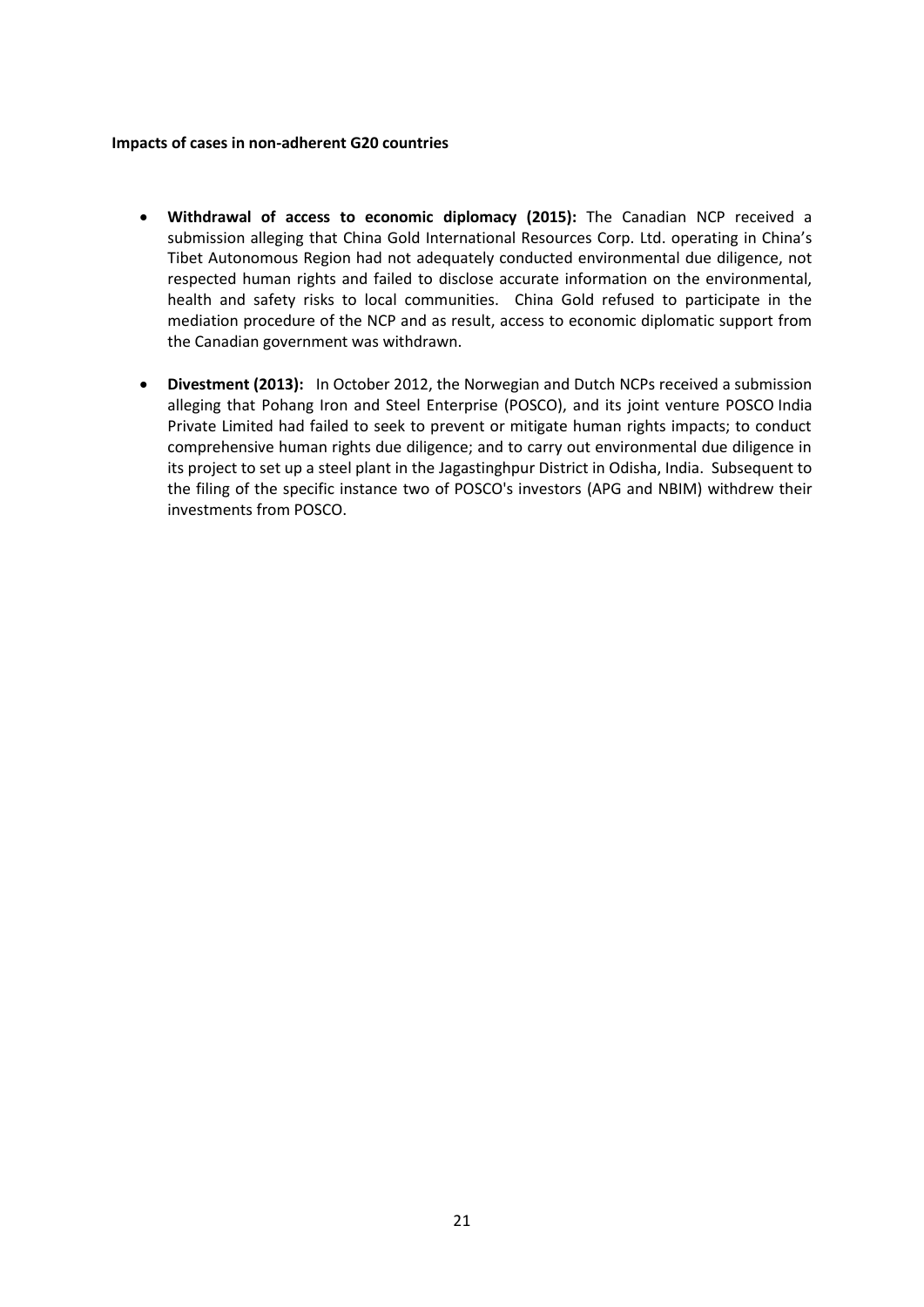**Impacts of cases in non-adherent G20 countries**

- **Withdrawal of access to economic diplomacy (2015):** The Canadian NCP received a submission alleging that China Gold International Resources Corp. Ltd. operating in China's Tibet Autonomous Region had not adequately conducted environmental due diligence, not respected human rights and failed to disclose accurate information on the environmental, health and safety risks to local communities. China Gold refused to participate in the mediation procedure of the NCP and as result, access to economic diplomatic support from the Canadian government was withdrawn.

- **Divestment (2013):** In October 2012, the Norwegian and Dutch NCPs received a submission alleging that Pohang Iron and Steel Enterprise (POSCO), and its joint venture POSCO India Private Limited had failed to seek to prevent or mitigate human rights impacts; to conduct comprehensive human rights due diligence; and to carry out environmental due diligence in its project to set up a steel plant in the Jagastinghpur District in Odisha, India. Subsequent to the filing of the specific instance two of POSCO's investors (APG and NBIM) withdrew their investments from POSCO.